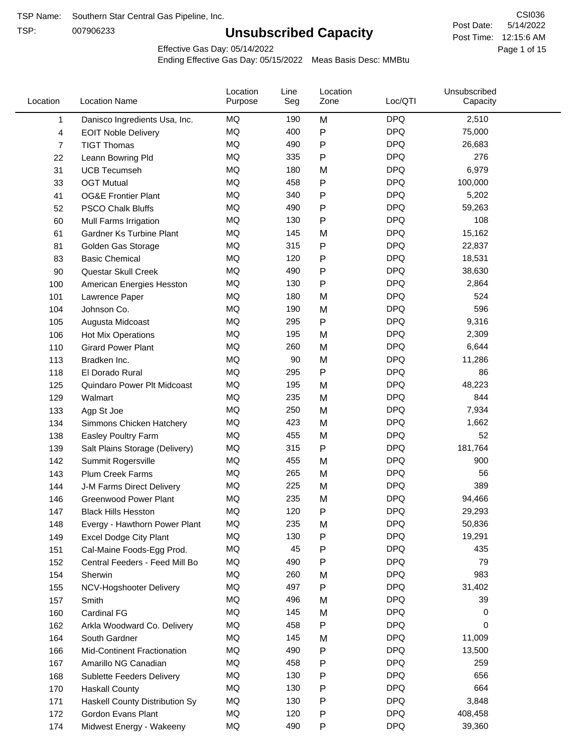TSP Name: Southern Star Central Gas Pipeline, Inc.

TSP: 007906233

# Unsubscribed Capacity

CSI036

Post Date: 5/14/2022

Post Time: 12:15:6 AM

Effective Gas Day: 05/14/2022

Ending Effective Gas Day: 05/15/2022 Meas Basis Desc: MMBtu

| Location | Location Name | Location Purpose | Line Seg | Location Zone | Loc/QTI | Unsubscribed Capacity |
|---|---|---|---|---|---|---|
| 1 | Danisco Ingredients Usa, Inc. | MQ | 190 | M | DPQ | 2,510 |
| 4 | EOIT Noble Delivery | MQ | 400 | P | DPQ | 75,000 |
| 7 | TIGT Thomas | MQ | 490 | P | DPQ | 26,683 |
| 22 | Leann Bowring Pld | MQ | 335 | P | DPQ | 276 |
| 31 | UCB Tecumseh | MQ | 180 | M | DPQ | 6,979 |
| 33 | OGT Mutual | MQ | 458 | P | DPQ | 100,000 |
| 41 | OG&E Frontier Plant | MQ | 340 | P | DPQ | 5,202 |
| 52 | PSCO Chalk Bluffs | MQ | 490 | P | DPQ | 59,263 |
| 60 | Mull Farms Irrigation | MQ | 130 | P | DPQ | 108 |
| 61 | Gardner Ks Turbine Plant | MQ | 145 | M | DPQ | 15,162 |
| 81 | Golden Gas Storage | MQ | 315 | P | DPQ | 22,837 |
| 83 | Basic Chemical | MQ | 120 | P | DPQ | 18,531 |
| 90 | Questar Skull Creek | MQ | 490 | P | DPQ | 38,630 |
| 100 | American Energies Hesston | MQ | 130 | P | DPQ | 2,864 |
| 101 | Lawrence Paper | MQ | 180 | M | DPQ | 524 |
| 104 | Johnson Co. | MQ | 190 | M | DPQ | 596 |
| 105 | Augusta Midcoast | MQ | 295 | P | DPQ | 9,316 |
| 106 | Hot Mix Operations | MQ | 195 | M | DPQ | 2,309 |
| 110 | Girard Power Plant | MQ | 260 | M | DPQ | 6,644 |
| 113 | Bradken Inc. | MQ | 90 | M | DPQ | 11,286 |
| 118 | El Dorado Rural | MQ | 295 | P | DPQ | 86 |
| 125 | Quindaro Power Plt Midcoast | MQ | 195 | M | DPQ | 48,223 |
| 129 | Walmart | MQ | 235 | M | DPQ | 844 |
| 133 | Agp St Joe | MQ | 250 | M | DPQ | 7,934 |
| 134 | Simmons Chicken Hatchery | MQ | 423 | M | DPQ | 1,662 |
| 138 | Easley Poultry Farm | MQ | 455 | M | DPQ | 52 |
| 139 | Salt Plains Storage (Delivery) | MQ | 315 | P | DPQ | 181,764 |
| 142 | Summit Rogersville | MQ | 455 | M | DPQ | 900 |
| 143 | Plum Creek Farms | MQ | 265 | M | DPQ | 56 |
| 144 | J-M Farms Direct Delivery | MQ | 225 | M | DPQ | 389 |
| 146 | Greenwood Power Plant | MQ | 235 | M | DPQ | 94,466 |
| 147 | Black Hills Hesston | MQ | 120 | P | DPQ | 29,293 |
| 148 | Evergy - Hawthorn Power Plant | MQ | 235 | M | DPQ | 50,836 |
| 149 | Excel Dodge City Plant | MQ | 130 | P | DPQ | 19,291 |
| 151 | Cal-Maine Foods-Egg Prod. | MQ | 45 | P | DPQ | 435 |
| 152 | Central Feeders - Feed Mill Bo | MQ | 490 | P | DPQ | 79 |
| 154 | Sherwin | MQ | 260 | M | DPQ | 983 |
| 155 | NCV-Hogshooter Delivery | MQ | 497 | P | DPQ | 31,402 |
| 157 | Smith | MQ | 496 | M | DPQ | 39 |
| 160 | Cardinal FG | MQ | 145 | M | DPQ | 0 |
| 162 | Arkla Woodward Co. Delivery | MQ | 458 | P | DPQ | 0 |
| 164 | South Gardner | MQ | 145 | M | DPQ | 11,009 |
| 166 | Mid-Continent Fractionation | MQ | 490 | P | DPQ | 13,500 |
| 167 | Amarillo NG Canadian | MQ | 458 | P | DPQ | 259 |
| 168 | Sublette Feeders Delivery | MQ | 130 | P | DPQ | 656 |
| 170 | Haskall County | MQ | 130 | P | DPQ | 664 |
| 171 | Haskall County Distribution Sy | MQ | 130 | P | DPQ | 3,848 |
| 172 | Gordon Evans Plant | MQ | 120 | P | DPQ | 408,458 |
| 174 | Midwest Energy - Wakeeny | MQ | 490 | P | DPQ | 39,360 |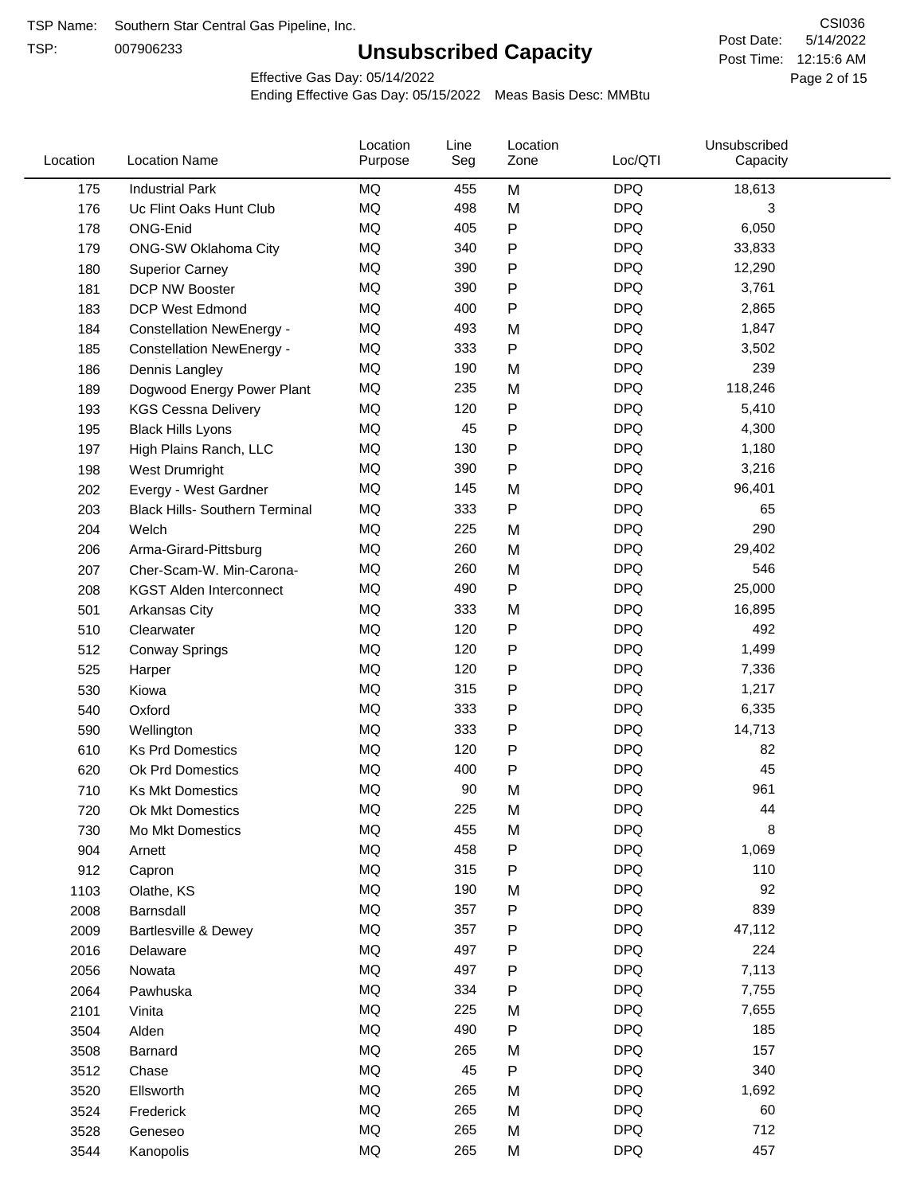TSP Name: Southern Star Central Gas Pipeline, Inc.

TSP: 007906233

# Unsubscribed Capacity

CSI036

Post Date: 5/14/2022

Post Time: 12:15:6 AM

Effective Gas Day: 05/14/2022

Ending Effective Gas Day: 05/15/2022 Meas Basis Desc: MMBtu

| Location | Location Name | Location Purpose | Line Seg | Location Zone | Loc/QTI | Unsubscribed Capacity |
|---|---|---|---|---|---|---|
| 175 | Industrial Park | MQ | 455 | M | DPQ | 18,613 |
| 176 | Uc Flint Oaks Hunt Club | MQ | 498 | M | DPQ | 3 |
| 178 | ONG-Enid | MQ | 405 | P | DPQ | 6,050 |
| 179 | ONG-SW Oklahoma City | MQ | 340 | P | DPQ | 33,833 |
| 180 | Superior Carney | MQ | 390 | P | DPQ | 12,290 |
| 181 | DCP NW Booster | MQ | 390 | P | DPQ | 3,761 |
| 183 | DCP West Edmond | MQ | 400 | P | DPQ | 2,865 |
| 184 | Constellation NewEnergy - | MQ | 493 | M | DPQ | 1,847 |
| 185 | Constellation NewEnergy - | MQ | 333 | P | DPQ | 3,502 |
| 186 | Dennis Langley | MQ | 190 | M | DPQ | 239 |
| 189 | Dogwood Energy Power Plant | MQ | 235 | M | DPQ | 118,246 |
| 193 | KGS Cessna Delivery | MQ | 120 | P | DPQ | 5,410 |
| 195 | Black Hills Lyons | MQ | 45 | P | DPQ | 4,300 |
| 197 | High Plains Ranch, LLC | MQ | 130 | P | DPQ | 1,180 |
| 198 | West Drumright | MQ | 390 | P | DPQ | 3,216 |
| 202 | Evergy - West Gardner | MQ | 145 | M | DPQ | 96,401 |
| 203 | Black Hills- Southern Terminal | MQ | 333 | P | DPQ | 65 |
| 204 | Welch | MQ | 225 | M | DPQ | 290 |
| 206 | Arma-Girard-Pittsburg | MQ | 260 | M | DPQ | 29,402 |
| 207 | Cher-Scam-W. Min-Carona- | MQ | 260 | M | DPQ | 546 |
| 208 | KGST Alden Interconnect | MQ | 490 | P | DPQ | 25,000 |
| 501 | Arkansas City | MQ | 333 | M | DPQ | 16,895 |
| 510 | Clearwater | MQ | 120 | P | DPQ | 492 |
| 512 | Conway Springs | MQ | 120 | P | DPQ | 1,499 |
| 525 | Harper | MQ | 120 | P | DPQ | 7,336 |
| 530 | Kiowa | MQ | 315 | P | DPQ | 1,217 |
| 540 | Oxford | MQ | 333 | P | DPQ | 6,335 |
| 590 | Wellington | MQ | 333 | P | DPQ | 14,713 |
| 610 | Ks Prd Domestics | MQ | 120 | P | DPQ | 82 |
| 620 | Ok Prd Domestics | MQ | 400 | P | DPQ | 45 |
| 710 | Ks Mkt Domestics | MQ | 90 | M | DPQ | 961 |
| 720 | Ok Mkt Domestics | MQ | 225 | M | DPQ | 44 |
| 730 | Mo Mkt Domestics | MQ | 455 | M | DPQ | 8 |
| 904 | Arnett | MQ | 458 | P | DPQ | 1,069 |
| 912 | Capron | MQ | 315 | P | DPQ | 110 |
| 1103 | Olathe, KS | MQ | 190 | M | DPQ | 92 |
| 2008 | Barnsdall | MQ | 357 | P | DPQ | 839 |
| 2009 | Bartlesville & Dewey | MQ | 357 | P | DPQ | 47,112 |
| 2016 | Delaware | MQ | 497 | P | DPQ | 224 |
| 2056 | Nowata | MQ | 497 | P | DPQ | 7,113 |
| 2064 | Pawhuska | MQ | 334 | P | DPQ | 7,755 |
| 2101 | Vinita | MQ | 225 | M | DPQ | 7,655 |
| 3504 | Alden | MQ | 490 | P | DPQ | 185 |
| 3508 | Barnard | MQ | 265 | M | DPQ | 157 |
| 3512 | Chase | MQ | 45 | P | DPQ | 340 |
| 3520 | Ellsworth | MQ | 265 | M | DPQ | 1,692 |
| 3524 | Frederick | MQ | 265 | M | DPQ | 60 |
| 3528 | Geneseo | MQ | 265 | M | DPQ | 712 |
| 3544 | Kanopolis | MQ | 265 | M | DPQ | 457 |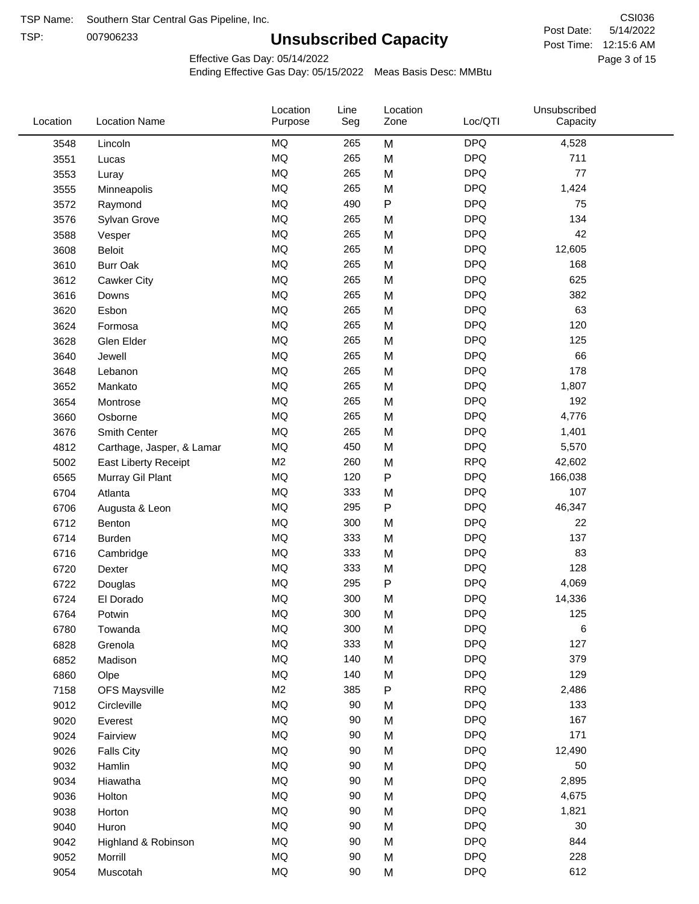TSP Name: Southern Star Central Gas Pipeline, Inc.

TSP: 007906233

# Unsubscribed Capacity

CSI036

Post Date: 5/14/2022

Post Time: 12:15:6 AM

Effective Gas Day: 05/14/2022

Ending Effective Gas Day: 05/15/2022 Meas Basis Desc: MMBtu

| Location | Location Name | Location Purpose | Line Seg | Location Zone | Loc/QTI | Unsubscribed Capacity |
|---|---|---|---|---|---|---|
| 3548 | Lincoln | MQ | 265 | M | DPQ | 4,528 |
| 3551 | Lucas | MQ | 265 | M | DPQ | 711 |
| 3553 | Luray | MQ | 265 | M | DPQ | 77 |
| 3555 | Minneapolis | MQ | 265 | M | DPQ | 1,424 |
| 3572 | Raymond | MQ | 490 | P | DPQ | 75 |
| 3576 | Sylvan Grove | MQ | 265 | M | DPQ | 134 |
| 3588 | Vesper | MQ | 265 | M | DPQ | 42 |
| 3608 | Beloit | MQ | 265 | M | DPQ | 12,605 |
| 3610 | Burr Oak | MQ | 265 | M | DPQ | 168 |
| 3612 | Cawker City | MQ | 265 | M | DPQ | 625 |
| 3616 | Downs | MQ | 265 | M | DPQ | 382 |
| 3620 | Esbon | MQ | 265 | M | DPQ | 63 |
| 3624 | Formosa | MQ | 265 | M | DPQ | 120 |
| 3628 | Glen Elder | MQ | 265 | M | DPQ | 125 |
| 3640 | Jewell | MQ | 265 | M | DPQ | 66 |
| 3648 | Lebanon | MQ | 265 | M | DPQ | 178 |
| 3652 | Mankato | MQ | 265 | M | DPQ | 1,807 |
| 3654 | Montrose | MQ | 265 | M | DPQ | 192 |
| 3660 | Osborne | MQ | 265 | M | DPQ | 4,776 |
| 3676 | Smith Center | MQ | 265 | M | DPQ | 1,401 |
| 4812 | Carthage, Jasper, & Lamar | MQ | 450 | M | DPQ | 5,570 |
| 5002 | East Liberty Receipt | M2 | 260 | M | RPQ | 42,602 |
| 6565 | Murray Gil Plant | MQ | 120 | P | DPQ | 166,038 |
| 6704 | Atlanta | MQ | 333 | M | DPQ | 107 |
| 6706 | Augusta & Leon | MQ | 295 | P | DPQ | 46,347 |
| 6712 | Benton | MQ | 300 | M | DPQ | 22 |
| 6714 | Burden | MQ | 333 | M | DPQ | 137 |
| 6716 | Cambridge | MQ | 333 | M | DPQ | 83 |
| 6720 | Dexter | MQ | 333 | M | DPQ | 128 |
| 6722 | Douglas | MQ | 295 | P | DPQ | 4,069 |
| 6724 | El Dorado | MQ | 300 | M | DPQ | 14,336 |
| 6764 | Potwin | MQ | 300 | M | DPQ | 125 |
| 6780 | Towanda | MQ | 300 | M | DPQ | 6 |
| 6828 | Grenola | MQ | 333 | M | DPQ | 127 |
| 6852 | Madison | MQ | 140 | M | DPQ | 379 |
| 6860 | Olpe | MQ | 140 | M | DPQ | 129 |
| 7158 | OFS Maysville | M2 | 385 | P | RPQ | 2,486 |
| 9012 | Circleville | MQ | 90 | M | DPQ | 133 |
| 9020 | Everest | MQ | 90 | M | DPQ | 167 |
| 9024 | Fairview | MQ | 90 | M | DPQ | 171 |
| 9026 | Falls City | MQ | 90 | M | DPQ | 12,490 |
| 9032 | Hamlin | MQ | 90 | M | DPQ | 50 |
| 9034 | Hiawatha | MQ | 90 | M | DPQ | 2,895 |
| 9036 | Holton | MQ | 90 | M | DPQ | 4,675 |
| 9038 | Horton | MQ | 90 | M | DPQ | 1,821 |
| 9040 | Huron | MQ | 90 | M | DPQ | 30 |
| 9042 | Highland & Robinson | MQ | 90 | M | DPQ | 844 |
| 9052 | Morrill | MQ | 90 | M | DPQ | 228 |
| 9054 | Muscotah | MQ | 90 | M | DPQ | 612 |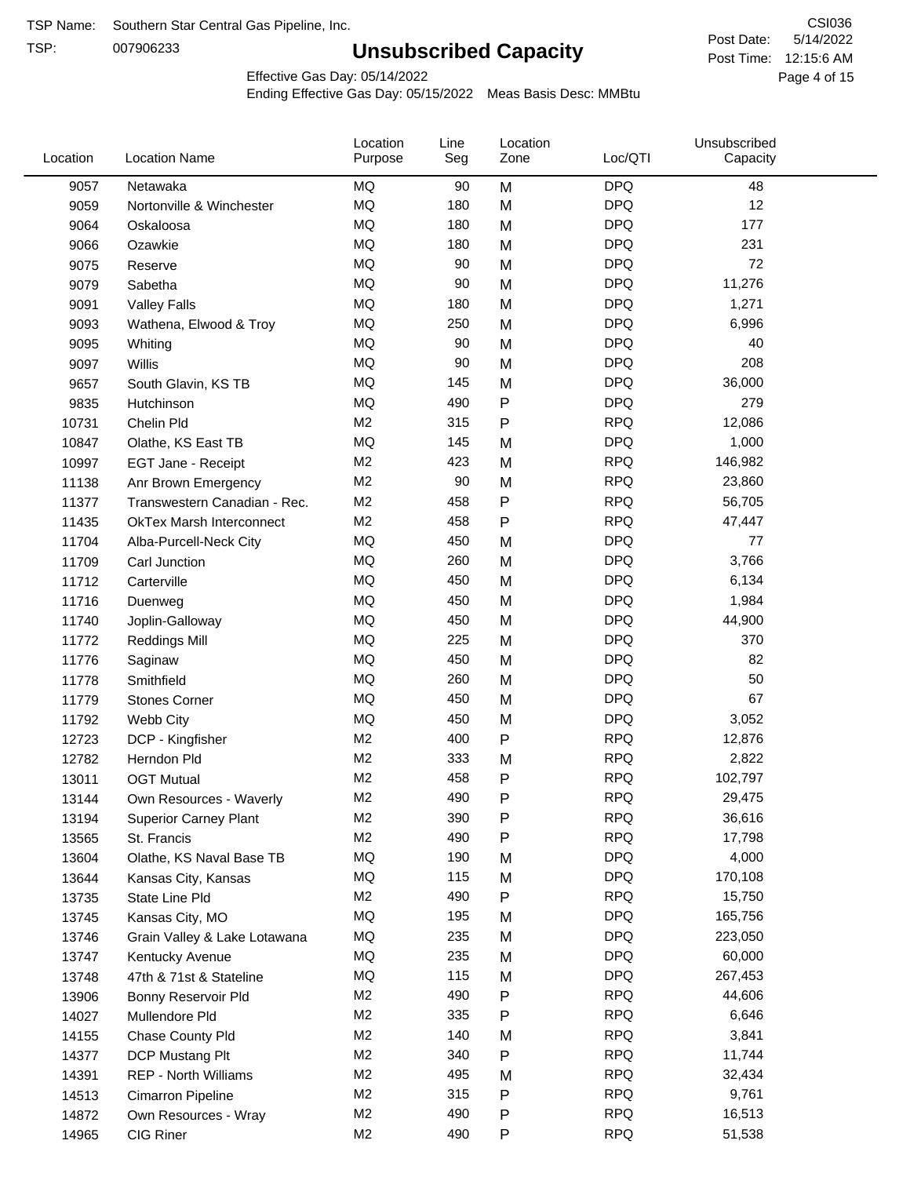TSP Name: Southern Star Central Gas Pipeline, Inc.

TSP: 007906233

# Unsubscribed Capacity

CSI036

Post Date: 5/14/2022

Post Time: 12:15:6 AM

Effective Gas Day: 05/14/2022

Ending Effective Gas Day: 05/15/2022 Meas Basis Desc: MMBtu

| Location | Location Name | Location Purpose | Line Seg | Location Zone | Loc/QTI | Unsubscribed Capacity |
|---|---|---|---|---|---|---|
| 9057 | Netawaka | MQ | 90 | M | DPQ | 48 |
| 9059 | Nortonville & Winchester | MQ | 180 | M | DPQ | 12 |
| 9064 | Oskaloosa | MQ | 180 | M | DPQ | 177 |
| 9066 | Ozawkie | MQ | 180 | M | DPQ | 231 |
| 9075 | Reserve | MQ | 90 | M | DPQ | 72 |
| 9079 | Sabetha | MQ | 90 | M | DPQ | 11,276 |
| 9091 | Valley Falls | MQ | 180 | M | DPQ | 1,271 |
| 9093 | Wathena, Elwood & Troy | MQ | 250 | M | DPQ | 6,996 |
| 9095 | Whiting | MQ | 90 | M | DPQ | 40 |
| 9097 | Willis | MQ | 90 | M | DPQ | 208 |
| 9657 | South Glavin, KS TB | MQ | 145 | M | DPQ | 36,000 |
| 9835 | Hutchinson | MQ | 490 | P | DPQ | 279 |
| 10731 | Chelin Pld | M2 | 315 | P | RPQ | 12,086 |
| 10847 | Olathe, KS East TB | MQ | 145 | M | DPQ | 1,000 |
| 10997 | EGT Jane - Receipt | M2 | 423 | M | RPQ | 146,982 |
| 11138 | Anr Brown Emergency | M2 | 90 | M | RPQ | 23,860 |
| 11377 | Transwestern Canadian - Rec. | M2 | 458 | P | RPQ | 56,705 |
| 11435 | OkTex Marsh Interconnect | M2 | 458 | P | RPQ | 47,447 |
| 11704 | Alba-Purcell-Neck City | MQ | 450 | M | DPQ | 77 |
| 11709 | Carl Junction | MQ | 260 | M | DPQ | 3,766 |
| 11712 | Carterville | MQ | 450 | M | DPQ | 6,134 |
| 11716 | Duenweg | MQ | 450 | M | DPQ | 1,984 |
| 11740 | Joplin-Galloway | MQ | 450 | M | DPQ | 44,900 |
| 11772 | Reddings Mill | MQ | 225 | M | DPQ | 370 |
| 11776 | Saginaw | MQ | 450 | M | DPQ | 82 |
| 11778 | Smithfield | MQ | 260 | M | DPQ | 50 |
| 11779 | Stones Corner | MQ | 450 | M | DPQ | 67 |
| 11792 | Webb City | MQ | 450 | M | DPQ | 3,052 |
| 12723 | DCP - Kingfisher | M2 | 400 | P | RPQ | 12,876 |
| 12782 | Herndon Pld | M2 | 333 | M | RPQ | 2,822 |
| 13011 | OGT Mutual | M2 | 458 | P | RPQ | 102,797 |
| 13144 | Own Resources - Waverly | M2 | 490 | P | RPQ | 29,475 |
| 13194 | Superior Carney Plant | M2 | 390 | P | RPQ | 36,616 |
| 13565 | St. Francis | M2 | 490 | P | RPQ | 17,798 |
| 13604 | Olathe, KS Naval Base TB | MQ | 190 | M | DPQ | 4,000 |
| 13644 | Kansas City, Kansas | MQ | 115 | M | DPQ | 170,108 |
| 13735 | State Line Pld | M2 | 490 | P | RPQ | 15,750 |
| 13745 | Kansas City, MO | MQ | 195 | M | DPQ | 165,756 |
| 13746 | Grain Valley & Lake Lotawana | MQ | 235 | M | DPQ | 223,050 |
| 13747 | Kentucky Avenue | MQ | 235 | M | DPQ | 60,000 |
| 13748 | 47th & 71st & Stateline | MQ | 115 | M | DPQ | 267,453 |
| 13906 | Bonny Reservoir Pld | M2 | 490 | P | RPQ | 44,606 |
| 14027 | Mullendore Pld | M2 | 335 | P | RPQ | 6,646 |
| 14155 | Chase County Pld | M2 | 140 | M | RPQ | 3,841 |
| 14377 | DCP Mustang Plt | M2 | 340 | P | RPQ | 11,744 |
| 14391 | REP - North Williams | M2 | 495 | M | RPQ | 32,434 |
| 14513 | Cimarron Pipeline | M2 | 315 | P | RPQ | 9,761 |
| 14872 | Own Resources - Wray | M2 | 490 | P | RPQ | 16,513 |
| 14965 | CIG Riner | M2 | 490 | P | RPQ | 51,538 |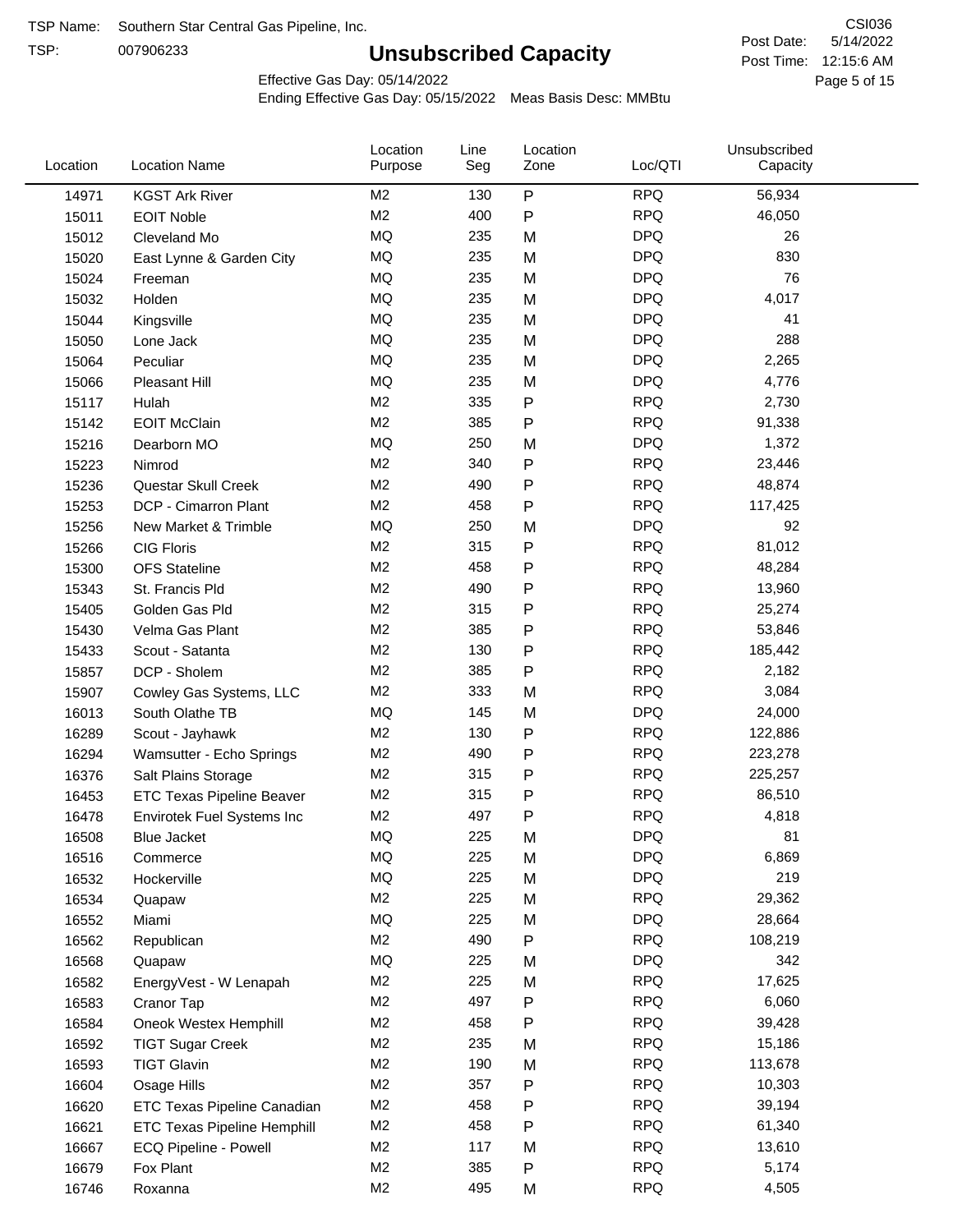TSP Name: Southern Star Central Gas Pipeline, Inc.

TSP: 007906233

# Unsubscribed Capacity

CSI036

Post Date: 5/14/2022

Post Time: 12:15:6 AM

Effective Gas Day: 05/14/2022

Ending Effective Gas Day: 05/15/2022 Meas Basis Desc: MMBtu

| Location | Location Name | Location Purpose | Line Seg | Location Zone | Loc/QTI | Unsubscribed Capacity |
|---|---|---|---|---|---|---|
| 14971 | KGST Ark River | M2 | 130 | P | RPQ | 56,934 |
| 15011 | EOIT Noble | M2 | 400 | P | RPQ | 46,050 |
| 15012 | Cleveland Mo | MQ | 235 | M | DPQ | 26 |
| 15020 | East Lynne & Garden City | MQ | 235 | M | DPQ | 830 |
| 15024 | Freeman | MQ | 235 | M | DPQ | 76 |
| 15032 | Holden | MQ | 235 | M | DPQ | 4,017 |
| 15044 | Kingsville | MQ | 235 | M | DPQ | 41 |
| 15050 | Lone Jack | MQ | 235 | M | DPQ | 288 |
| 15064 | Peculiar | MQ | 235 | M | DPQ | 2,265 |
| 15066 | Pleasant Hill | MQ | 235 | M | DPQ | 4,776 |
| 15117 | Hulah | M2 | 335 | P | RPQ | 2,730 |
| 15142 | EOIT McClain | M2 | 385 | P | RPQ | 91,338 |
| 15216 | Dearborn MO | MQ | 250 | M | DPQ | 1,372 |
| 15223 | Nimrod | M2 | 340 | P | RPQ | 23,446 |
| 15236 | Questar Skull Creek | M2 | 490 | P | RPQ | 48,874 |
| 15253 | DCP - Cimarron Plant | M2 | 458 | P | RPQ | 117,425 |
| 15256 | New Market & Trimble | MQ | 250 | M | DPQ | 92 |
| 15266 | CIG Floris | M2 | 315 | P | RPQ | 81,012 |
| 15300 | OFS Stateline | M2 | 458 | P | RPQ | 48,284 |
| 15343 | St. Francis Pld | M2 | 490 | P | RPQ | 13,960 |
| 15405 | Golden Gas Pld | M2 | 315 | P | RPQ | 25,274 |
| 15430 | Velma Gas Plant | M2 | 385 | P | RPQ | 53,846 |
| 15433 | Scout - Satanta | M2 | 130 | P | RPQ | 185,442 |
| 15857 | DCP - Sholem | M2 | 385 | P | RPQ | 2,182 |
| 15907 | Cowley Gas Systems, LLC | M2 | 333 | M | RPQ | 3,084 |
| 16013 | South Olathe TB | MQ | 145 | M | DPQ | 24,000 |
| 16289 | Scout - Jayhawk | M2 | 130 | P | RPQ | 122,886 |
| 16294 | Wamsutter - Echo Springs | M2 | 490 | P | RPQ | 223,278 |
| 16376 | Salt Plains Storage | M2 | 315 | P | RPQ | 225,257 |
| 16453 | ETC Texas Pipeline Beaver | M2 | 315 | P | RPQ | 86,510 |
| 16478 | Envirotek Fuel Systems Inc | M2 | 497 | P | RPQ | 4,818 |
| 16508 | Blue Jacket | MQ | 225 | M | DPQ | 81 |
| 16516 | Commerce | MQ | 225 | M | DPQ | 6,869 |
| 16532 | Hockerville | MQ | 225 | M | DPQ | 219 |
| 16534 | Quapaw | M2 | 225 | M | RPQ | 29,362 |
| 16552 | Miami | MQ | 225 | M | DPQ | 28,664 |
| 16562 | Republican | M2 | 490 | P | RPQ | 108,219 |
| 16568 | Quapaw | MQ | 225 | M | DPQ | 342 |
| 16582 | EnergyVest - W Lenapah | M2 | 225 | M | RPQ | 17,625 |
| 16583 | Cranor Tap | M2 | 497 | P | RPQ | 6,060 |
| 16584 | Oneok Westex Hemphill | M2 | 458 | P | RPQ | 39,428 |
| 16592 | TIGT Sugar Creek | M2 | 235 | M | RPQ | 15,186 |
| 16593 | TIGT Glavin | M2 | 190 | M | RPQ | 113,678 |
| 16604 | Osage Hills | M2 | 357 | P | RPQ | 10,303 |
| 16620 | ETC Texas Pipeline Canadian | M2 | 458 | P | RPQ | 39,194 |
| 16621 | ETC Texas Pipeline Hemphill | M2 | 458 | P | RPQ | 61,340 |
| 16667 | ECQ Pipeline - Powell | M2 | 117 | M | RPQ | 13,610 |
| 16679 | Fox Plant | M2 | 385 | P | RPQ | 5,174 |
| 16746 | Roxanna | M2 | 495 | M | RPQ | 4,505 |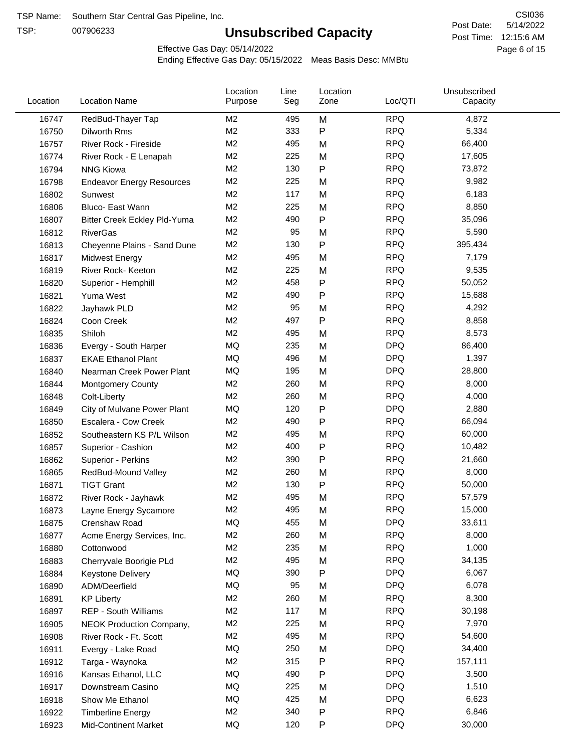TSP Name: Southern Star Central Gas Pipeline, Inc.

TSP: 007906233

# Unsubscribed Capacity

CSI036

Post Date: 5/14/2022

Post Time: 12:15:6 AM

Effective Gas Day: 05/14/2022

Ending Effective Gas Day: 05/15/2022 Meas Basis Desc: MMBtu

| Location | Location Name | Location Purpose | Line Seg | Location Zone | Loc/QTI | Unsubscribed Capacity |
|---|---|---|---|---|---|---|
| 16747 | RedBud-Thayer Tap | M2 | 495 | M | RPQ | 4,872 |
| 16750 | Dilworth Rms | M2 | 333 | P | RPQ | 5,334 |
| 16757 | River Rock - Fireside | M2 | 495 | M | RPQ | 66,400 |
| 16774 | River Rock - E Lenapah | M2 | 225 | M | RPQ | 17,605 |
| 16794 | NNG Kiowa | M2 | 130 | P | RPQ | 73,872 |
| 16798 | Endeavor Energy Resources | M2 | 225 | M | RPQ | 9,982 |
| 16802 | Sunwest | M2 | 117 | M | RPQ | 6,183 |
| 16806 | Bluco- East Wann | M2 | 225 | M | RPQ | 8,850 |
| 16807 | Bitter Creek Eckley Pld-Yuma | M2 | 490 | P | RPQ | 35,096 |
| 16812 | RiverGas | M2 | 95 | M | RPQ | 5,590 |
| 16813 | Cheyenne Plains - Sand Dune | M2 | 130 | P | RPQ | 395,434 |
| 16817 | Midwest Energy | M2 | 495 | M | RPQ | 7,179 |
| 16819 | River Rock- Keeton | M2 | 225 | M | RPQ | 9,535 |
| 16820 | Superior - Hemphill | M2 | 458 | P | RPQ | 50,052 |
| 16821 | Yuma West | M2 | 490 | P | RPQ | 15,688 |
| 16822 | Jayhawk PLD | M2 | 95 | M | RPQ | 4,292 |
| 16824 | Coon Creek | M2 | 497 | P | RPQ | 8,858 |
| 16835 | Shiloh | M2 | 495 | M | RPQ | 8,573 |
| 16836 | Evergy - South Harper | MQ | 235 | M | DPQ | 86,400 |
| 16837 | EKAE Ethanol Plant | MQ | 496 | M | DPQ | 1,397 |
| 16840 | Nearman Creek Power Plant | MQ | 195 | M | DPQ | 28,800 |
| 16844 | Montgomery County | M2 | 260 | M | RPQ | 8,000 |
| 16848 | Colt-Liberty | M2 | 260 | M | RPQ | 4,000 |
| 16849 | City of Mulvane Power Plant | MQ | 120 | P | DPQ | 2,880 |
| 16850 | Escalera - Cow Creek | M2 | 490 | P | RPQ | 66,094 |
| 16852 | Southeastern KS P/L Wilson | M2 | 495 | M | RPQ | 60,000 |
| 16857 | Superior - Cashion | M2 | 400 | P | RPQ | 10,482 |
| 16862 | Superior - Perkins | M2 | 390 | P | RPQ | 21,660 |
| 16865 | RedBud-Mound Valley | M2 | 260 | M | RPQ | 8,000 |
| 16871 | TIGT Grant | M2 | 130 | P | RPQ | 50,000 |
| 16872 | River Rock - Jayhawk | M2 | 495 | M | RPQ | 57,579 |
| 16873 | Layne Energy Sycamore | M2 | 495 | M | RPQ | 15,000 |
| 16875 | Crenshaw Road | MQ | 455 | M | DPQ | 33,611 |
| 16877 | Acme Energy Services, Inc. | M2 | 260 | M | RPQ | 8,000 |
| 16880 | Cottonwood | M2 | 235 | M | RPQ | 1,000 |
| 16883 | Cherryvale Boorigie PLd | M2 | 495 | M | RPQ | 34,135 |
| 16884 | Keystone Delivery | MQ | 390 | P | DPQ | 6,067 |
| 16890 | ADM/Deerfield | MQ | 95 | M | DPQ | 6,078 |
| 16891 | KP Liberty | M2 | 260 | M | RPQ | 8,300 |
| 16897 | REP - South Williams | M2 | 117 | M | RPQ | 30,198 |
| 16905 | NEOK Production Company, | M2 | 225 | M | RPQ | 7,970 |
| 16908 | River Rock - Ft. Scott | M2 | 495 | M | RPQ | 54,600 |
| 16911 | Evergy - Lake Road | MQ | 250 | M | DPQ | 34,400 |
| 16912 | Targa - Waynoka | M2 | 315 | P | RPQ | 157,111 |
| 16916 | Kansas Ethanol, LLC | MQ | 490 | P | DPQ | 3,500 |
| 16917 | Downstream Casino | MQ | 225 | M | DPQ | 1,510 |
| 16918 | Show Me Ethanol | MQ | 425 | M | DPQ | 6,623 |
| 16922 | Timberline Energy | M2 | 340 | P | RPQ | 6,846 |
| 16923 | Mid-Continent Market | MQ | 120 | P | DPQ | 30,000 |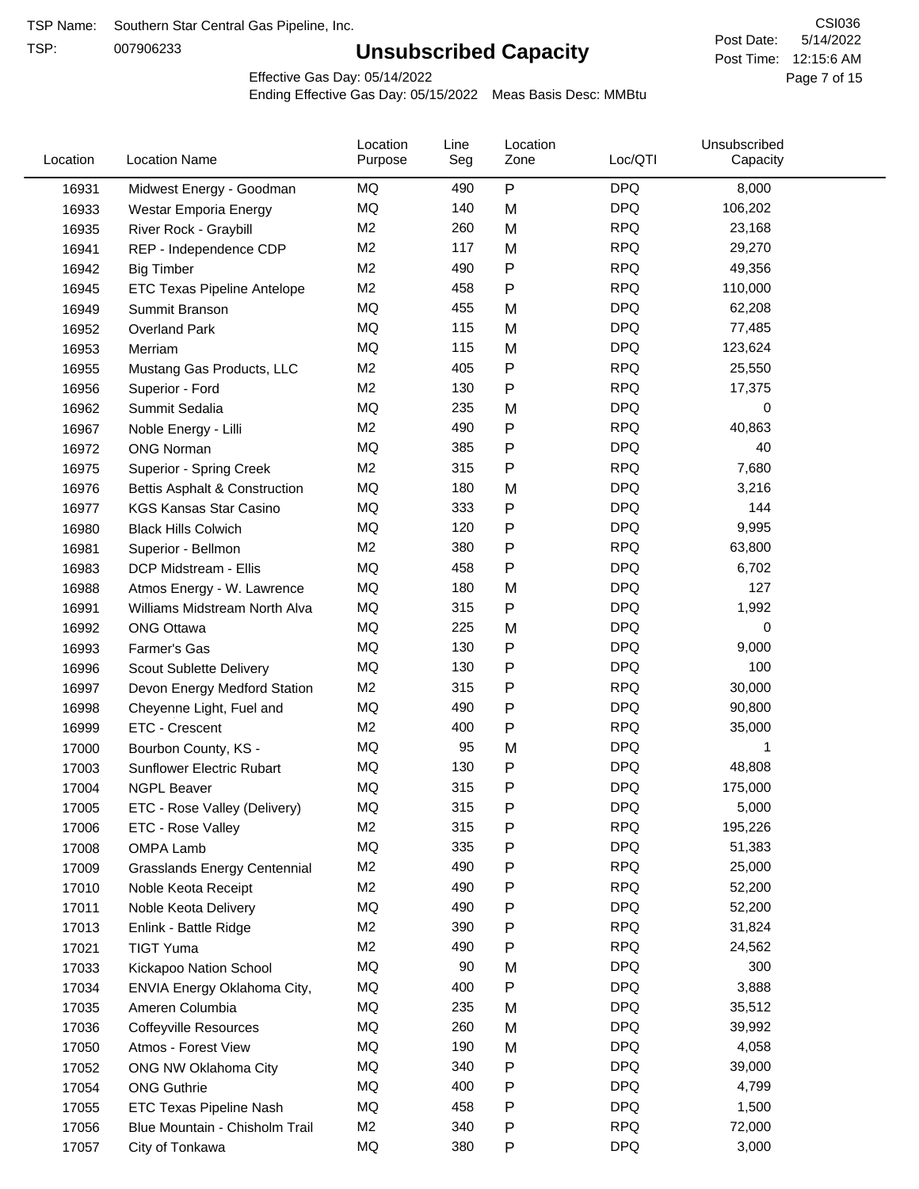TSP Name: Southern Star Central Gas Pipeline, Inc.

TSP: 007906233

# Unsubscribed Capacity

CSI036

Post Date: 5/14/2022

Post Time: 12:15:6 AM

Effective Gas Day: 05/14/2022

Ending Effective Gas Day: 05/15/2022 Meas Basis Desc: MMBtu

| Location | Location Name | Location Purpose | Line Seg | Location Zone | Loc/QTI | Unsubscribed Capacity |
|---|---|---|---|---|---|---|
| 16931 | Midwest Energy - Goodman | MQ | 490 | P | DPQ | 8,000 |
| 16933 | Westar Emporia Energy | MQ | 140 | M | DPQ | 106,202 |
| 16935 | River Rock - Graybill | M2 | 260 | M | RPQ | 23,168 |
| 16941 | REP - Independence CDP | M2 | 117 | M | RPQ | 29,270 |
| 16942 | Big Timber | M2 | 490 | P | RPQ | 49,356 |
| 16945 | ETC Texas Pipeline Antelope | M2 | 458 | P | RPQ | 110,000 |
| 16949 | Summit Branson | MQ | 455 | M | DPQ | 62,208 |
| 16952 | Overland Park | MQ | 115 | M | DPQ | 77,485 |
| 16953 | Merriam | MQ | 115 | M | DPQ | 123,624 |
| 16955 | Mustang Gas Products, LLC | M2 | 405 | P | RPQ | 25,550 |
| 16956 | Superior - Ford | M2 | 130 | P | RPQ | 17,375 |
| 16962 | Summit Sedalia | MQ | 235 | M | DPQ | 0 |
| 16967 | Noble Energy - Lilli | M2 | 490 | P | RPQ | 40,863 |
| 16972 | ONG Norman | MQ | 385 | P | DPQ | 40 |
| 16975 | Superior - Spring Creek | M2 | 315 | P | RPQ | 7,680 |
| 16976 | Bettis Asphalt & Construction | MQ | 180 | M | DPQ | 3,216 |
| 16977 | KGS Kansas Star Casino | MQ | 333 | P | DPQ | 144 |
| 16980 | Black Hills Colwich | MQ | 120 | P | DPQ | 9,995 |
| 16981 | Superior - Bellmon | M2 | 380 | P | RPQ | 63,800 |
| 16983 | DCP Midstream - Ellis | MQ | 458 | P | DPQ | 6,702 |
| 16988 | Atmos Energy - W. Lawrence | MQ | 180 | M | DPQ | 127 |
| 16991 | Williams Midstream North Alva | MQ | 315 | P | DPQ | 1,992 |
| 16992 | ONG Ottawa | MQ | 225 | M | DPQ | 0 |
| 16993 | Farmer's Gas | MQ | 130 | P | DPQ | 9,000 |
| 16996 | Scout Sublette Delivery | MQ | 130 | P | DPQ | 100 |
| 16997 | Devon Energy Medford Station | M2 | 315 | P | RPQ | 30,000 |
| 16998 | Cheyenne Light, Fuel and | MQ | 490 | P | DPQ | 90,800 |
| 16999 | ETC - Crescent | M2 | 400 | P | RPQ | 35,000 |
| 17000 | Bourbon County, KS - | MQ | 95 | M | DPQ | 1 |
| 17003 | Sunflower Electric Rubart | MQ | 130 | P | DPQ | 48,808 |
| 17004 | NGPL Beaver | MQ | 315 | P | DPQ | 175,000 |
| 17005 | ETC - Rose Valley (Delivery) | MQ | 315 | P | DPQ | 5,000 |
| 17006 | ETC - Rose Valley | M2 | 315 | P | RPQ | 195,226 |
| 17008 | OMPA Lamb | MQ | 335 | P | DPQ | 51,383 |
| 17009 | Grasslands Energy Centennial | M2 | 490 | P | RPQ | 25,000 |
| 17010 | Noble Keota Receipt | M2 | 490 | P | RPQ | 52,200 |
| 17011 | Noble Keota Delivery | MQ | 490 | P | DPQ | 52,200 |
| 17013 | Enlink - Battle Ridge | M2 | 390 | P | RPQ | 31,824 |
| 17021 | TIGT Yuma | M2 | 490 | P | RPQ | 24,562 |
| 17033 | Kickapoo Nation School | MQ | 90 | M | DPQ | 300 |
| 17034 | ENVIA Energy Oklahoma City, | MQ | 400 | P | DPQ | 3,888 |
| 17035 | Ameren Columbia | MQ | 235 | M | DPQ | 35,512 |
| 17036 | Coffeyville Resources | MQ | 260 | M | DPQ | 39,992 |
| 17050 | Atmos - Forest View | MQ | 190 | M | DPQ | 4,058 |
| 17052 | ONG NW Oklahoma City | MQ | 340 | P | DPQ | 39,000 |
| 17054 | ONG Guthrie | MQ | 400 | P | DPQ | 4,799 |
| 17055 | ETC Texas Pipeline Nash | MQ | 458 | P | DPQ | 1,500 |
| 17056 | Blue Mountain - Chisholm Trail | M2 | 340 | P | RPQ | 72,000 |
| 17057 | City of Tonkawa | MQ | 380 | P | DPQ | 3,000 |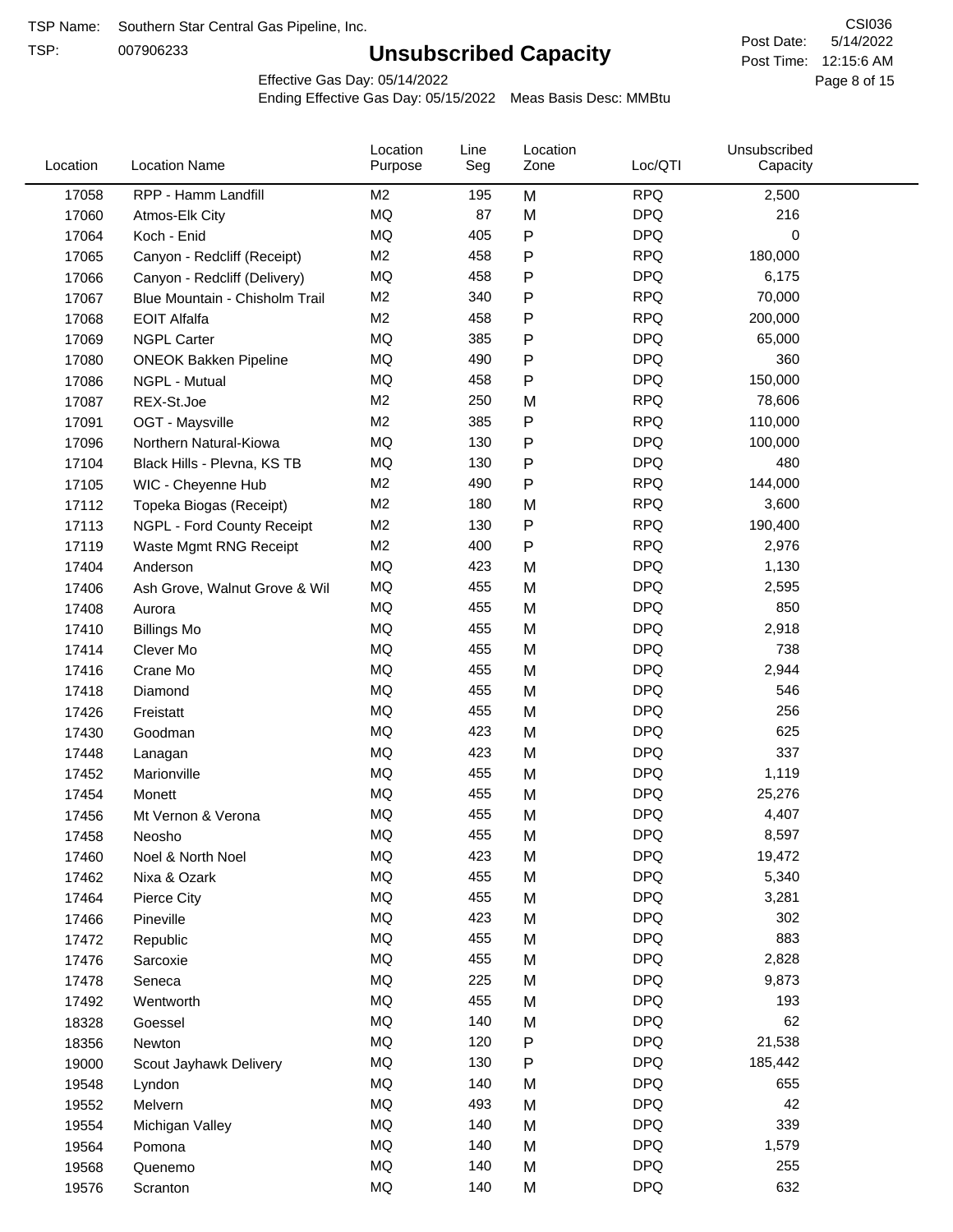TSP Name: Southern Star Central Gas Pipeline, Inc.

TSP: 007906233

# Unsubscribed Capacity

CSI036

Post Date: 5/14/2022

Post Time: 12:15:6 AM

Effective Gas Day: 05/14/2022

Ending Effective Gas Day: 05/15/2022 Meas Basis Desc: MMBtu

| Location | Location Name | Location Purpose | Line Seg | Location Zone | Loc/QTI | Unsubscribed Capacity |
|---|---|---|---|---|---|---|
| 17058 | RPP - Hamm Landfill | M2 | 195 | M | RPQ | 2,500 |
| 17060 | Atmos-Elk City | MQ | 87 | M | DPQ | 216 |
| 17064 | Koch - Enid | MQ | 405 | P | DPQ | 0 |
| 17065 | Canyon - Redcliff (Receipt) | M2 | 458 | P | RPQ | 180,000 |
| 17066 | Canyon - Redcliff (Delivery) | MQ | 458 | P | DPQ | 6,175 |
| 17067 | Blue Mountain - Chisholm Trail | M2 | 340 | P | RPQ | 70,000 |
| 17068 | EOIT Alfalfa | M2 | 458 | P | RPQ | 200,000 |
| 17069 | NGPL Carter | MQ | 385 | P | DPQ | 65,000 |
| 17080 | ONEOK Bakken Pipeline | MQ | 490 | P | DPQ | 360 |
| 17086 | NGPL - Mutual | MQ | 458 | P | DPQ | 150,000 |
| 17087 | REX-St.Joe | M2 | 250 | M | RPQ | 78,606 |
| 17091 | OGT - Maysville | M2 | 385 | P | RPQ | 110,000 |
| 17096 | Northern Natural-Kiowa | MQ | 130 | P | DPQ | 100,000 |
| 17104 | Black Hills - Plevna, KS TB | MQ | 130 | P | DPQ | 480 |
| 17105 | WIC - Cheyenne Hub | M2 | 490 | P | RPQ | 144,000 |
| 17112 | Topeka Biogas (Receipt) | M2 | 180 | M | RPQ | 3,600 |
| 17113 | NGPL - Ford County Receipt | M2 | 130 | P | RPQ | 190,400 |
| 17119 | Waste Mgmt RNG Receipt | M2 | 400 | P | RPQ | 2,976 |
| 17404 | Anderson | MQ | 423 | M | DPQ | 1,130 |
| 17406 | Ash Grove, Walnut Grove & Wil | MQ | 455 | M | DPQ | 2,595 |
| 17408 | Aurora | MQ | 455 | M | DPQ | 850 |
| 17410 | Billings Mo | MQ | 455 | M | DPQ | 2,918 |
| 17414 | Clever Mo | MQ | 455 | M | DPQ | 738 |
| 17416 | Crane Mo | MQ | 455 | M | DPQ | 2,944 |
| 17418 | Diamond | MQ | 455 | M | DPQ | 546 |
| 17426 | Freistatt | MQ | 455 | M | DPQ | 256 |
| 17430 | Goodman | MQ | 423 | M | DPQ | 625 |
| 17448 | Lanagan | MQ | 423 | M | DPQ | 337 |
| 17452 | Marionville | MQ | 455 | M | DPQ | 1,119 |
| 17454 | Monett | MQ | 455 | M | DPQ | 25,276 |
| 17456 | Mt Vernon & Verona | MQ | 455 | M | DPQ | 4,407 |
| 17458 | Neosho | MQ | 455 | M | DPQ | 8,597 |
| 17460 | Noel & North Noel | MQ | 423 | M | DPQ | 19,472 |
| 17462 | Nixa & Ozark | MQ | 455 | M | DPQ | 5,340 |
| 17464 | Pierce City | MQ | 455 | M | DPQ | 3,281 |
| 17466 | Pineville | MQ | 423 | M | DPQ | 302 |
| 17472 | Republic | MQ | 455 | M | DPQ | 883 |
| 17476 | Sarcoxie | MQ | 455 | M | DPQ | 2,828 |
| 17478 | Seneca | MQ | 225 | M | DPQ | 9,873 |
| 17492 | Wentworth | MQ | 455 | M | DPQ | 193 |
| 18328 | Goessel | MQ | 140 | M | DPQ | 62 |
| 18356 | Newton | MQ | 120 | P | DPQ | 21,538 |
| 19000 | Scout Jayhawk Delivery | MQ | 130 | P | DPQ | 185,442 |
| 19548 | Lyndon | MQ | 140 | M | DPQ | 655 |
| 19552 | Melvern | MQ | 493 | M | DPQ | 42 |
| 19554 | Michigan Valley | MQ | 140 | M | DPQ | 339 |
| 19564 | Pomona | MQ | 140 | M | DPQ | 1,579 |
| 19568 | Quenemo | MQ | 140 | M | DPQ | 255 |
| 19576 | Scranton | MQ | 140 | M | DPQ | 632 |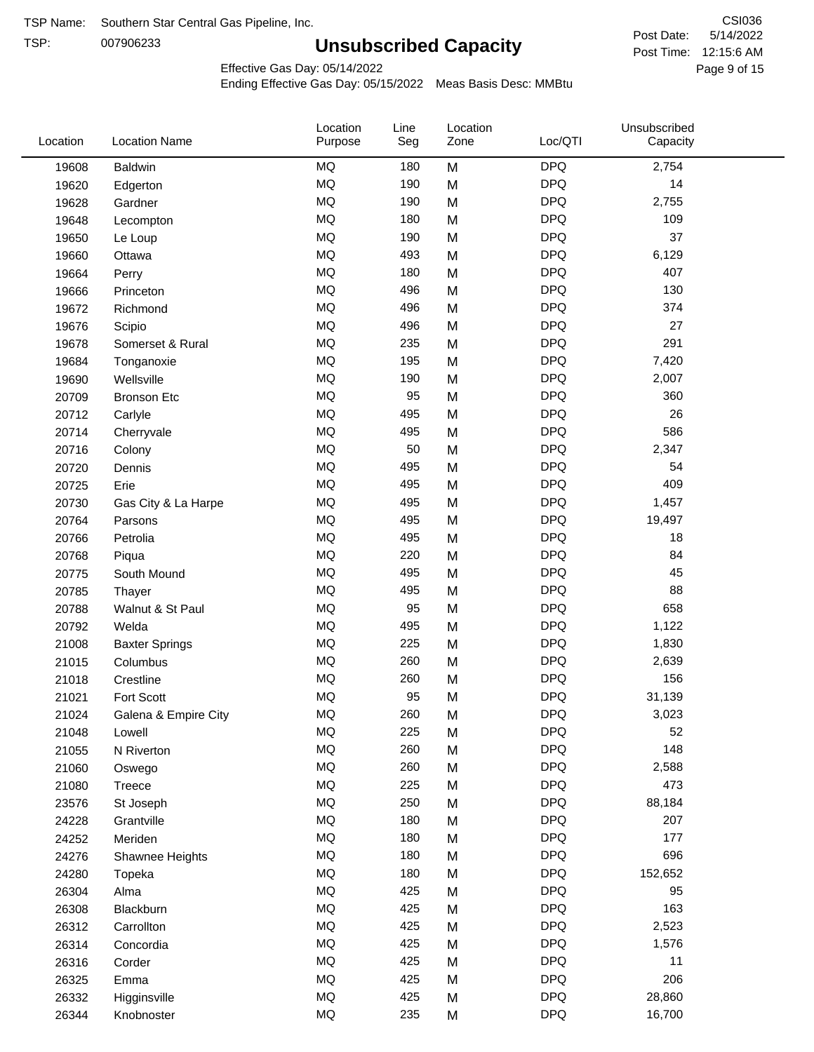TSP Name: Southern Star Central Gas Pipeline, Inc.

TSP: 007906233

# Unsubscribed Capacity

CSI036

Post Date: 5/14/2022

Post Time: 12:15:6 AM

Effective Gas Day: 05/14/2022

Ending Effective Gas Day: 05/15/2022 Meas Basis Desc: MMBtu

| Location | Location Name | Location Purpose | Line Seg | Location Zone | Loc/QTI | Unsubscribed Capacity |
|---|---|---|---|---|---|---|
| 19608 | Baldwin | MQ | 180 | M | DPQ | 2,754 |
| 19620 | Edgerton | MQ | 190 | M | DPQ | 14 |
| 19628 | Gardner | MQ | 190 | M | DPQ | 2,755 |
| 19648 | Lecompton | MQ | 180 | M | DPQ | 109 |
| 19650 | Le Loup | MQ | 190 | M | DPQ | 37 |
| 19660 | Ottawa | MQ | 493 | M | DPQ | 6,129 |
| 19664 | Perry | MQ | 180 | M | DPQ | 407 |
| 19666 | Princeton | MQ | 496 | M | DPQ | 130 |
| 19672 | Richmond | MQ | 496 | M | DPQ | 374 |
| 19676 | Scipio | MQ | 496 | M | DPQ | 27 |
| 19678 | Somerset & Rural | MQ | 235 | M | DPQ | 291 |
| 19684 | Tonganoxie | MQ | 195 | M | DPQ | 7,420 |
| 19690 | Wellsville | MQ | 190 | M | DPQ | 2,007 |
| 20709 | Bronson Etc | MQ | 95 | M | DPQ | 360 |
| 20712 | Carlyle | MQ | 495 | M | DPQ | 26 |
| 20714 | Cherryvale | MQ | 495 | M | DPQ | 586 |
| 20716 | Colony | MQ | 50 | M | DPQ | 2,347 |
| 20720 | Dennis | MQ | 495 | M | DPQ | 54 |
| 20725 | Erie | MQ | 495 | M | DPQ | 409 |
| 20730 | Gas City & La Harpe | MQ | 495 | M | DPQ | 1,457 |
| 20764 | Parsons | MQ | 495 | M | DPQ | 19,497 |
| 20766 | Petrolia | MQ | 495 | M | DPQ | 18 |
| 20768 | Piqua | MQ | 220 | M | DPQ | 84 |
| 20775 | South Mound | MQ | 495 | M | DPQ | 45 |
| 20785 | Thayer | MQ | 495 | M | DPQ | 88 |
| 20788 | Walnut & St Paul | MQ | 95 | M | DPQ | 658 |
| 20792 | Welda | MQ | 495 | M | DPQ | 1,122 |
| 21008 | Baxter Springs | MQ | 225 | M | DPQ | 1,830 |
| 21015 | Columbus | MQ | 260 | M | DPQ | 2,639 |
| 21018 | Crestline | MQ | 260 | M | DPQ | 156 |
| 21021 | Fort Scott | MQ | 95 | M | DPQ | 31,139 |
| 21024 | Galena & Empire City | MQ | 260 | M | DPQ | 3,023 |
| 21048 | Lowell | MQ | 225 | M | DPQ | 52 |
| 21055 | N Riverton | MQ | 260 | M | DPQ | 148 |
| 21060 | Oswego | MQ | 260 | M | DPQ | 2,588 |
| 21080 | Treece | MQ | 225 | M | DPQ | 473 |
| 23576 | St Joseph | MQ | 250 | M | DPQ | 88,184 |
| 24228 | Grantville | MQ | 180 | M | DPQ | 207 |
| 24252 | Meriden | MQ | 180 | M | DPQ | 177 |
| 24276 | Shawnee Heights | MQ | 180 | M | DPQ | 696 |
| 24280 | Topeka | MQ | 180 | M | DPQ | 152,652 |
| 26304 | Alma | MQ | 425 | M | DPQ | 95 |
| 26308 | Blackburn | MQ | 425 | M | DPQ | 163 |
| 26312 | Carrollton | MQ | 425 | M | DPQ | 2,523 |
| 26314 | Concordia | MQ | 425 | M | DPQ | 1,576 |
| 26316 | Corder | MQ | 425 | M | DPQ | 11 |
| 26325 | Emma | MQ | 425 | M | DPQ | 206 |
| 26332 | Higginsville | MQ | 425 | M | DPQ | 28,860 |
| 26344 | Knobnoster | MQ | 235 | M | DPQ | 16,700 |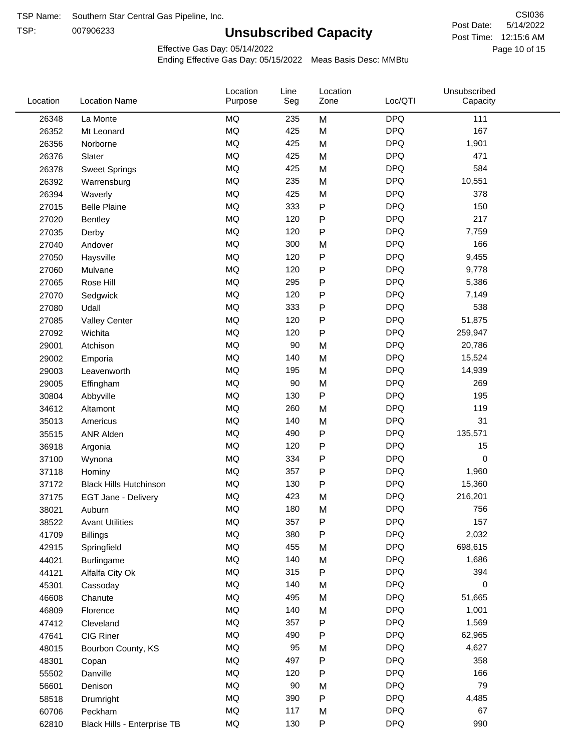TSP Name: Southern Star Central Gas Pipeline, Inc.

TSP: 007906233

# Unsubscribed Capacity

CSI036

Post Date: 5/14/2022

Post Time: 12:15:6 AM

Effective Gas Day: 05/14/2022

Ending Effective Gas Day: 05/15/2022 Meas Basis Desc: MMBtu

| Location | Location Name | Location Purpose | Line Seg | Location Zone | Loc/QTI | Unsubscribed Capacity |
|---|---|---|---|---|---|---|
| 26348 | La Monte | MQ | 235 | M | DPQ | 111 |
| 26352 | Mt Leonard | MQ | 425 | M | DPQ | 167 |
| 26356 | Norborne | MQ | 425 | M | DPQ | 1,901 |
| 26376 | Slater | MQ | 425 | M | DPQ | 471 |
| 26378 | Sweet Springs | MQ | 425 | M | DPQ | 584 |
| 26392 | Warrensburg | MQ | 235 | M | DPQ | 10,551 |
| 26394 | Waverly | MQ | 425 | M | DPQ | 378 |
| 27015 | Belle Plaine | MQ | 333 | P | DPQ | 150 |
| 27020 | Bentley | MQ | 120 | P | DPQ | 217 |
| 27035 | Derby | MQ | 120 | P | DPQ | 7,759 |
| 27040 | Andover | MQ | 300 | M | DPQ | 166 |
| 27050 | Haysville | MQ | 120 | P | DPQ | 9,455 |
| 27060 | Mulvane | MQ | 120 | P | DPQ | 9,778 |
| 27065 | Rose Hill | MQ | 295 | P | DPQ | 5,386 |
| 27070 | Sedgwick | MQ | 120 | P | DPQ | 7,149 |
| 27080 | Udall | MQ | 333 | P | DPQ | 538 |
| 27085 | Valley Center | MQ | 120 | P | DPQ | 51,875 |
| 27092 | Wichita | MQ | 120 | P | DPQ | 259,947 |
| 29001 | Atchison | MQ | 90 | M | DPQ | 20,786 |
| 29002 | Emporia | MQ | 140 | M | DPQ | 15,524 |
| 29003 | Leavenworth | MQ | 195 | M | DPQ | 14,939 |
| 29005 | Effingham | MQ | 90 | M | DPQ | 269 |
| 30804 | Abbyville | MQ | 130 | P | DPQ | 195 |
| 34612 | Altamont | MQ | 260 | M | DPQ | 119 |
| 35013 | Americus | MQ | 140 | M | DPQ | 31 |
| 35515 | ANR Alden | MQ | 490 | P | DPQ | 135,571 |
| 36918 | Argonia | MQ | 120 | P | DPQ | 15 |
| 37100 | Wynona | MQ | 334 | P | DPQ | 0 |
| 37118 | Hominy | MQ | 357 | P | DPQ | 1,960 |
| 37172 | Black Hills Hutchinson | MQ | 130 | P | DPQ | 15,360 |
| 37175 | EGT Jane - Delivery | MQ | 423 | M | DPQ | 216,201 |
| 38021 | Auburn | MQ | 180 | M | DPQ | 756 |
| 38522 | Avant Utilities | MQ | 357 | P | DPQ | 157 |
| 41709 | Billings | MQ | 380 | P | DPQ | 2,032 |
| 42915 | Springfield | MQ | 455 | M | DPQ | 698,615 |
| 44021 | Burlingame | MQ | 140 | M | DPQ | 1,686 |
| 44121 | Alfalfa City Ok | MQ | 315 | P | DPQ | 394 |
| 45301 | Cassoday | MQ | 140 | M | DPQ | 0 |
| 46608 | Chanute | MQ | 495 | M | DPQ | 51,665 |
| 46809 | Florence | MQ | 140 | M | DPQ | 1,001 |
| 47412 | Cleveland | MQ | 357 | P | DPQ | 1,569 |
| 47641 | CIG Riner | MQ | 490 | P | DPQ | 62,965 |
| 48015 | Bourbon County, KS | MQ | 95 | M | DPQ | 4,627 |
| 48301 | Copan | MQ | 497 | P | DPQ | 358 |
| 55502 | Danville | MQ | 120 | P | DPQ | 166 |
| 56601 | Denison | MQ | 90 | M | DPQ | 79 |
| 58518 | Drumright | MQ | 390 | P | DPQ | 4,485 |
| 60706 | Peckham | MQ | 117 | M | DPQ | 67 |
| 62810 | Black Hills - Enterprise TB | MQ | 130 | P | DPQ | 990 |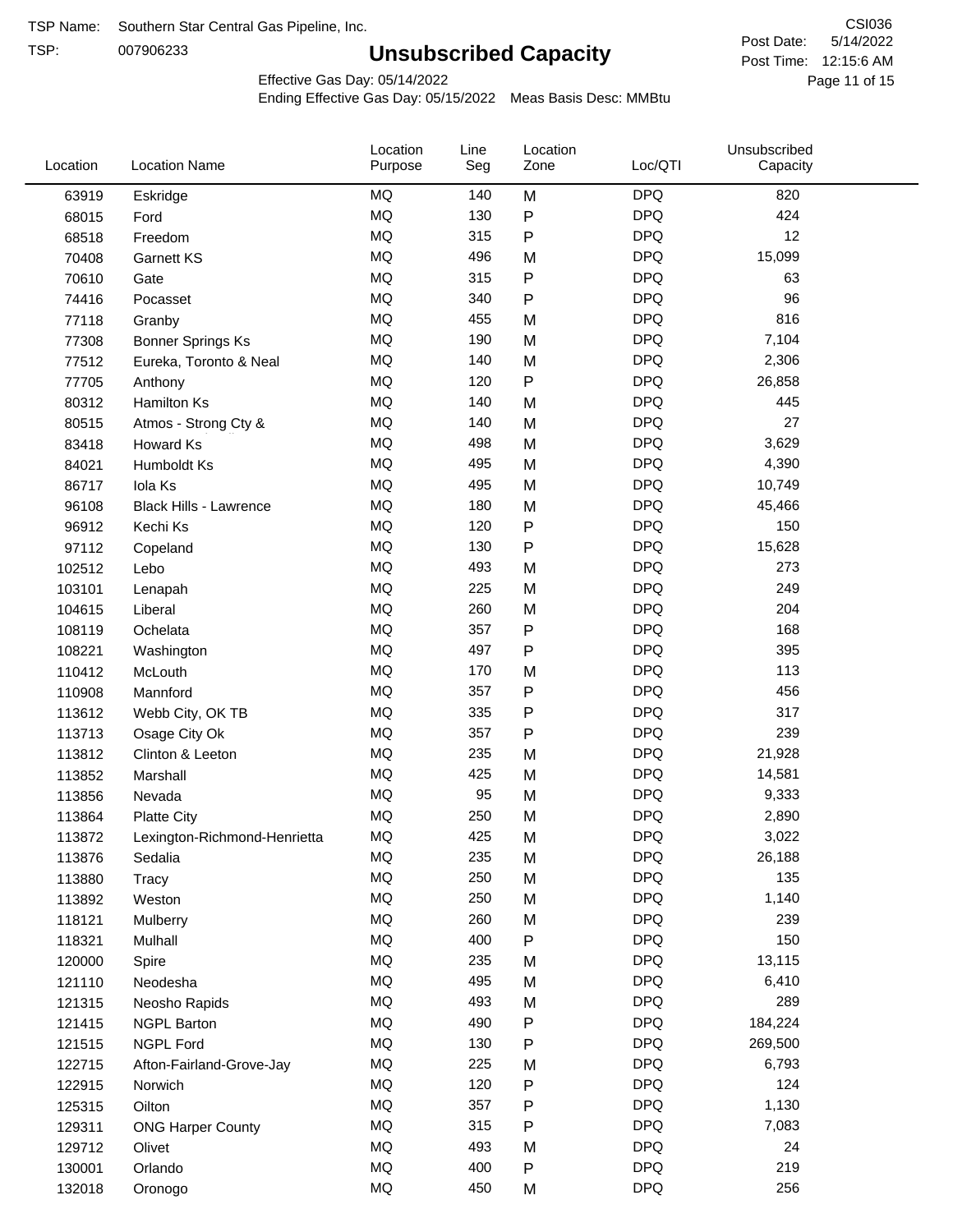TSP Name: Southern Star Central Gas Pipeline, Inc.

TSP: 007906233

# Unsubscribed Capacity

CSI036

Post Date: 5/14/2022

Post Time: 12:15:6 AM

Effective Gas Day: 05/14/2022

Ending Effective Gas Day: 05/15/2022 Meas Basis Desc: MMBtu

| Location | Location Name | Location Purpose | Line Seg | Location Zone | Loc/QTI | Unsubscribed Capacity |
|---|---|---|---|---|---|---|
| 63919 | Eskridge | MQ | 140 | M | DPQ | 820 |
| 68015 | Ford | MQ | 130 | P | DPQ | 424 |
| 68518 | Freedom | MQ | 315 | P | DPQ | 12 |
| 70408 | Garnett KS | MQ | 496 | M | DPQ | 15,099 |
| 70610 | Gate | MQ | 315 | P | DPQ | 63 |
| 74416 | Pocasset | MQ | 340 | P | DPQ | 96 |
| 77118 | Granby | MQ | 455 | M | DPQ | 816 |
| 77308 | Bonner Springs Ks | MQ | 190 | M | DPQ | 7,104 |
| 77512 | Eureka, Toronto & Neal | MQ | 140 | M | DPQ | 2,306 |
| 77705 | Anthony | MQ | 120 | P | DPQ | 26,858 |
| 80312 | Hamilton Ks | MQ | 140 | M | DPQ | 445 |
| 80515 | Atmos - Strong Cty & | MQ | 140 | M | DPQ | 27 |
| 83418 | Howard Ks | MQ | 498 | M | DPQ | 3,629 |
| 84021 | Humboldt Ks | MQ | 495 | M | DPQ | 4,390 |
| 86717 | Iola Ks | MQ | 495 | M | DPQ | 10,749 |
| 96108 | Black Hills - Lawrence | MQ | 180 | M | DPQ | 45,466 |
| 96912 | Kechi Ks | MQ | 120 | P | DPQ | 150 |
| 97112 | Copeland | MQ | 130 | P | DPQ | 15,628 |
| 102512 | Lebo | MQ | 493 | M | DPQ | 273 |
| 103101 | Lenapah | MQ | 225 | M | DPQ | 249 |
| 104615 | Liberal | MQ | 260 | M | DPQ | 204 |
| 108119 | Ochelata | MQ | 357 | P | DPQ | 168 |
| 108221 | Washington | MQ | 497 | P | DPQ | 395 |
| 110412 | McLouth | MQ | 170 | M | DPQ | 113 |
| 110908 | Mannford | MQ | 357 | P | DPQ | 456 |
| 113612 | Webb City, OK TB | MQ | 335 | P | DPQ | 317 |
| 113713 | Osage City Ok | MQ | 357 | P | DPQ | 239 |
| 113812 | Clinton & Leeton | MQ | 235 | M | DPQ | 21,928 |
| 113852 | Marshall | MQ | 425 | M | DPQ | 14,581 |
| 113856 | Nevada | MQ | 95 | M | DPQ | 9,333 |
| 113864 | Platte City | MQ | 250 | M | DPQ | 2,890 |
| 113872 | Lexington-Richmond-Henrietta | MQ | 425 | M | DPQ | 3,022 |
| 113876 | Sedalia | MQ | 235 | M | DPQ | 26,188 |
| 113880 | Tracy | MQ | 250 | M | DPQ | 135 |
| 113892 | Weston | MQ | 250 | M | DPQ | 1,140 |
| 118121 | Mulberry | MQ | 260 | M | DPQ | 239 |
| 118321 | Mulhall | MQ | 400 | P | DPQ | 150 |
| 120000 | Spire | MQ | 235 | M | DPQ | 13,115 |
| 121110 | Neodesha | MQ | 495 | M | DPQ | 6,410 |
| 121315 | Neosho Rapids | MQ | 493 | M | DPQ | 289 |
| 121415 | NGPL Barton | MQ | 490 | P | DPQ | 184,224 |
| 121515 | NGPL Ford | MQ | 130 | P | DPQ | 269,500 |
| 122715 | Afton-Fairland-Grove-Jay | MQ | 225 | M | DPQ | 6,793 |
| 122915 | Norwich | MQ | 120 | P | DPQ | 124 |
| 125315 | Oilton | MQ | 357 | P | DPQ | 1,130 |
| 129311 | ONG Harper County | MQ | 315 | P | DPQ | 7,083 |
| 129712 | Olivet | MQ | 493 | M | DPQ | 24 |
| 130001 | Orlando | MQ | 400 | P | DPQ | 219 |
| 132018 | Oronogo | MQ | 450 | M | DPQ | 256 |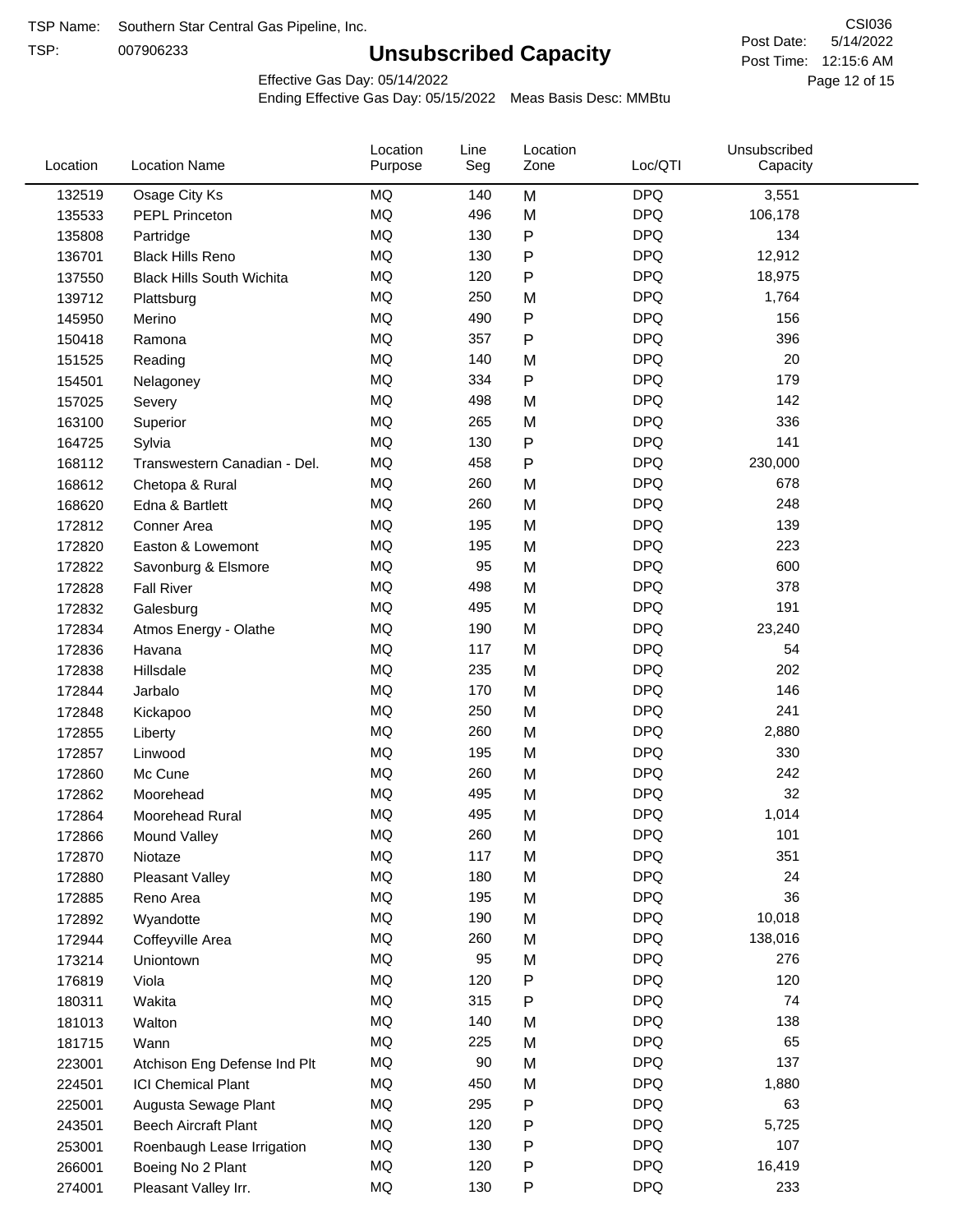TSP Name: Southern Star Central Gas Pipeline, Inc.
TSP: 007906233

CSI036
Post Date: 5/14/2022
Post Time: 12:15:6 AM

# Unsubscribed Capacity

Effective Gas Day: 05/14/2022
Ending Effective Gas Day: 05/15/2022 Meas Basis Desc: MMBtu

| Location | Location Name | Location Purpose | Line Seg | Location Zone | Loc/QTI | Unsubscribed Capacity |
|---|---|---|---|---|---|---|
| 132519 | Osage City Ks | MQ | 140 | M | DPQ | 3,551 |
| 135533 | PEPL Princeton | MQ | 496 | M | DPQ | 106,178 |
| 135808 | Partridge | MQ | 130 | P | DPQ | 134 |
| 136701 | Black Hills Reno | MQ | 130 | P | DPQ | 12,912 |
| 137550 | Black Hills South Wichita | MQ | 120 | P | DPQ | 18,975 |
| 139712 | Plattsburg | MQ | 250 | M | DPQ | 1,764 |
| 145950 | Merino | MQ | 490 | P | DPQ | 156 |
| 150418 | Ramona | MQ | 357 | P | DPQ | 396 |
| 151525 | Reading | MQ | 140 | M | DPQ | 20 |
| 154501 | Nelagoney | MQ | 334 | P | DPQ | 179 |
| 157025 | Severy | MQ | 498 | M | DPQ | 142 |
| 163100 | Superior | MQ | 265 | M | DPQ | 336 |
| 164725 | Sylvia | MQ | 130 | P | DPQ | 141 |
| 168112 | Transwestern Canadian - Del. | MQ | 458 | P | DPQ | 230,000 |
| 168612 | Chetopa & Rural | MQ | 260 | M | DPQ | 678 |
| 168620 | Edna & Bartlett | MQ | 260 | M | DPQ | 248 |
| 172812 | Conner Area | MQ | 195 | M | DPQ | 139 |
| 172820 | Easton & Lowemont | MQ | 195 | M | DPQ | 223 |
| 172822 | Savonburg & Elsmore | MQ | 95 | M | DPQ | 600 |
| 172828 | Fall River | MQ | 498 | M | DPQ | 378 |
| 172832 | Galesburg | MQ | 495 | M | DPQ | 191 |
| 172834 | Atmos Energy - Olathe | MQ | 190 | M | DPQ | 23,240 |
| 172836 | Havana | MQ | 117 | M | DPQ | 54 |
| 172838 | Hillsdale | MQ | 235 | M | DPQ | 202 |
| 172844 | Jarbalo | MQ | 170 | M | DPQ | 146 |
| 172848 | Kickapoo | MQ | 250 | M | DPQ | 241 |
| 172855 | Liberty | MQ | 260 | M | DPQ | 2,880 |
| 172857 | Linwood | MQ | 195 | M | DPQ | 330 |
| 172860 | Mc Cune | MQ | 260 | M | DPQ | 242 |
| 172862 | Moorehead | MQ | 495 | M | DPQ | 32 |
| 172864 | Moorehead Rural | MQ | 495 | M | DPQ | 1,014 |
| 172866 | Mound Valley | MQ | 260 | M | DPQ | 101 |
| 172870 | Niotaze | MQ | 117 | M | DPQ | 351 |
| 172880 | Pleasant Valley | MQ | 180 | M | DPQ | 24 |
| 172885 | Reno Area | MQ | 195 | M | DPQ | 36 |
| 172892 | Wyandotte | MQ | 190 | M | DPQ | 10,018 |
| 172944 | Coffeyville Area | MQ | 260 | M | DPQ | 138,016 |
| 173214 | Uniontown | MQ | 95 | M | DPQ | 276 |
| 176819 | Viola | MQ | 120 | P | DPQ | 120 |
| 180311 | Wakita | MQ | 315 | P | DPQ | 74 |
| 181013 | Walton | MQ | 140 | M | DPQ | 138 |
| 181715 | Wann | MQ | 225 | M | DPQ | 65 |
| 223001 | Atchison Eng Defense Ind Plt | MQ | 90 | M | DPQ | 137 |
| 224501 | ICI Chemical Plant | MQ | 450 | M | DPQ | 1,880 |
| 225001 | Augusta Sewage Plant | MQ | 295 | P | DPQ | 63 |
| 243501 | Beech Aircraft Plant | MQ | 120 | P | DPQ | 5,725 |
| 253001 | Roenbaugh Lease Irrigation | MQ | 130 | P | DPQ | 107 |
| 266001 | Boeing No 2 Plant | MQ | 120 | P | DPQ | 16,419 |
| 274001 | Pleasant Valley Irr. | MQ | 130 | P | DPQ | 233 |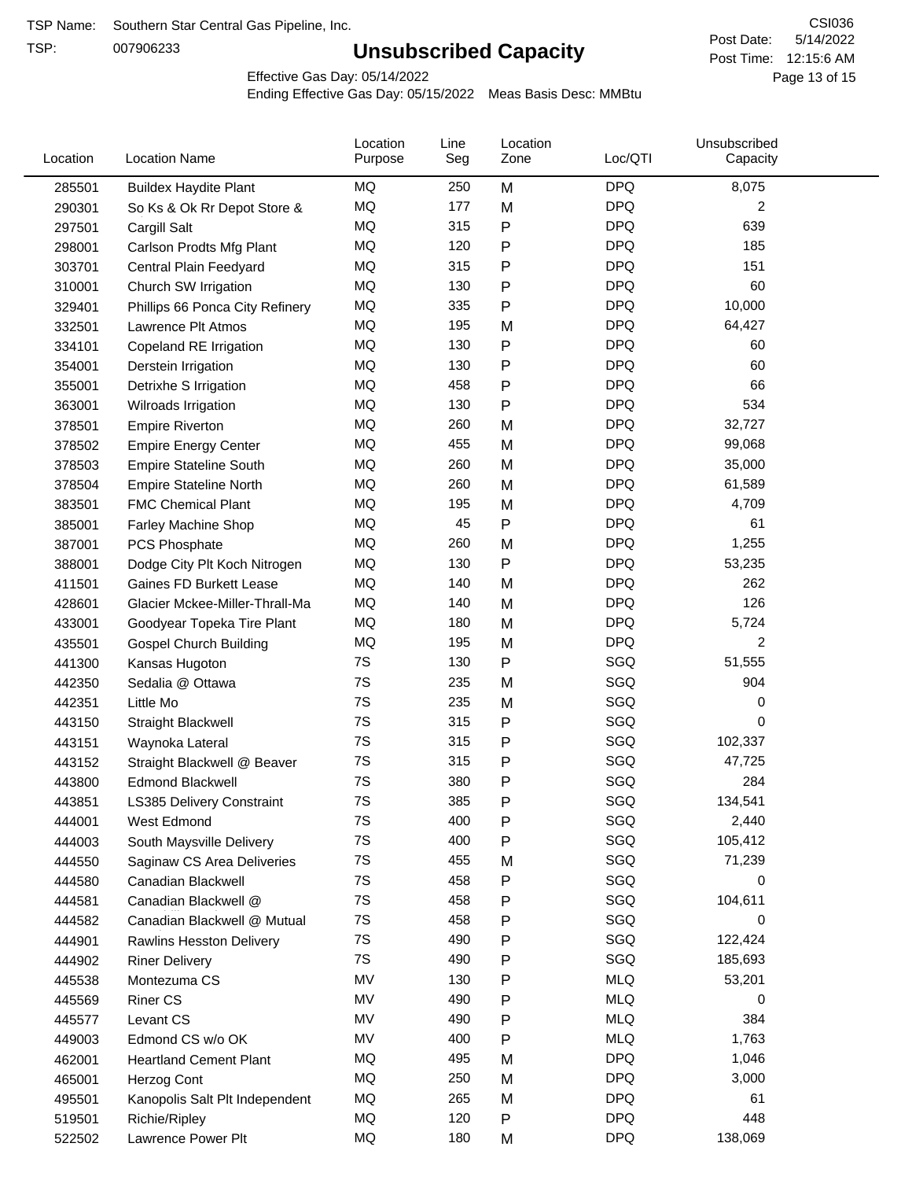TSP Name: Southern Star Central Gas Pipeline, Inc.

TSP: 007906233

# Unsubscribed Capacity

CSI036

Post Date: 5/14/2022

Post Time: 12:15:6 AM

Effective Gas Day: 05/14/2022

Ending Effective Gas Day: 05/15/2022 Meas Basis Desc: MMBtu

| Location | Location Name | Location Purpose | Line Seg | Location Zone | Loc/QTI | Unsubscribed Capacity |
|---|---|---|---|---|---|---|
| 285501 | Buildex Haydite Plant | MQ | 250 | M | DPQ | 8,075 |
| 290301 | So Ks & Ok Rr Depot Store & | MQ | 177 | M | DPQ | 2 |
| 297501 | Cargill Salt | MQ | 315 | P | DPQ | 639 |
| 298001 | Carlson Prodts Mfg Plant | MQ | 120 | P | DPQ | 185 |
| 303701 | Central Plain Feedyard | MQ | 315 | P | DPQ | 151 |
| 310001 | Church SW Irrigation | MQ | 130 | P | DPQ | 60 |
| 329401 | Phillips 66 Ponca City Refinery | MQ | 335 | P | DPQ | 10,000 |
| 332501 | Lawrence Plt Atmos | MQ | 195 | M | DPQ | 64,427 |
| 334101 | Copeland RE Irrigation | MQ | 130 | P | DPQ | 60 |
| 354001 | Derstein Irrigation | MQ | 130 | P | DPQ | 60 |
| 355001 | Detrixhe S Irrigation | MQ | 458 | P | DPQ | 66 |
| 363001 | Wilroads Irrigation | MQ | 130 | P | DPQ | 534 |
| 378501 | Empire Riverton | MQ | 260 | M | DPQ | 32,727 |
| 378502 | Empire Energy Center | MQ | 455 | M | DPQ | 99,068 |
| 378503 | Empire Stateline South | MQ | 260 | M | DPQ | 35,000 |
| 378504 | Empire Stateline North | MQ | 260 | M | DPQ | 61,589 |
| 383501 | FMC Chemical Plant | MQ | 195 | M | DPQ | 4,709 |
| 385001 | Farley Machine Shop | MQ | 45 | P | DPQ | 61 |
| 387001 | PCS Phosphate | MQ | 260 | M | DPQ | 1,255 |
| 388001 | Dodge City Plt Koch Nitrogen | MQ | 130 | P | DPQ | 53,235 |
| 411501 | Gaines FD Burkett Lease | MQ | 140 | M | DPQ | 262 |
| 428601 | Glacier Mckee-Miller-Thrall-Ma | MQ | 140 | M | DPQ | 126 |
| 433001 | Goodyear Topeka Tire Plant | MQ | 180 | M | DPQ | 5,724 |
| 435501 | Gospel Church Building | MQ | 195 | M | DPQ | 2 |
| 441300 | Kansas Hugoton | 7S | 130 | P | SGQ | 51,555 |
| 442350 | Sedalia @ Ottawa | 7S | 235 | M | SGQ | 904 |
| 442351 | Little Mo | 7S | 235 | M | SGQ | 0 |
| 443150 | Straight Blackwell | 7S | 315 | P | SGQ | 0 |
| 443151 | Waynoka Lateral | 7S | 315 | P | SGQ | 102,337 |
| 443152 | Straight Blackwell @ Beaver | 7S | 315 | P | SGQ | 47,725 |
| 443800 | Edmond Blackwell | 7S | 380 | P | SGQ | 284 |
| 443851 | LS385 Delivery Constraint | 7S | 385 | P | SGQ | 134,541 |
| 444001 | West Edmond | 7S | 400 | P | SGQ | 2,440 |
| 444003 | South Maysville Delivery | 7S | 400 | P | SGQ | 105,412 |
| 444550 | Saginaw CS Area Deliveries | 7S | 455 | M | SGQ | 71,239 |
| 444580 | Canadian Blackwell | 7S | 458 | P | SGQ | 0 |
| 444581 | Canadian Blackwell @ | 7S | 458 | P | SGQ | 104,611 |
| 444582 | Canadian Blackwell @ Mutual | 7S | 458 | P | SGQ | 0 |
| 444901 | Rawlins Hesston Delivery | 7S | 490 | P | SGQ | 122,424 |
| 444902 | Riner Delivery | 7S | 490 | P | SGQ | 185,693 |
| 445538 | Montezuma CS | MV | 130 | P | MLQ | 53,201 |
| 445569 | Riner CS | MV | 490 | P | MLQ | 0 |
| 445577 | Levant CS | MV | 490 | P | MLQ | 384 |
| 449003 | Edmond CS w/o OK | MV | 400 | P | MLQ | 1,763 |
| 462001 | Heartland Cement Plant | MQ | 495 | M | DPQ | 1,046 |
| 465001 | Herzog Cont | MQ | 250 | M | DPQ | 3,000 |
| 495501 | Kanopolis Salt Plt Independent | MQ | 265 | M | DPQ | 61 |
| 519501 | Richie/Ripley | MQ | 120 | P | DPQ | 448 |
| 522502 | Lawrence Power Plt | MQ | 180 | M | DPQ | 138,069 |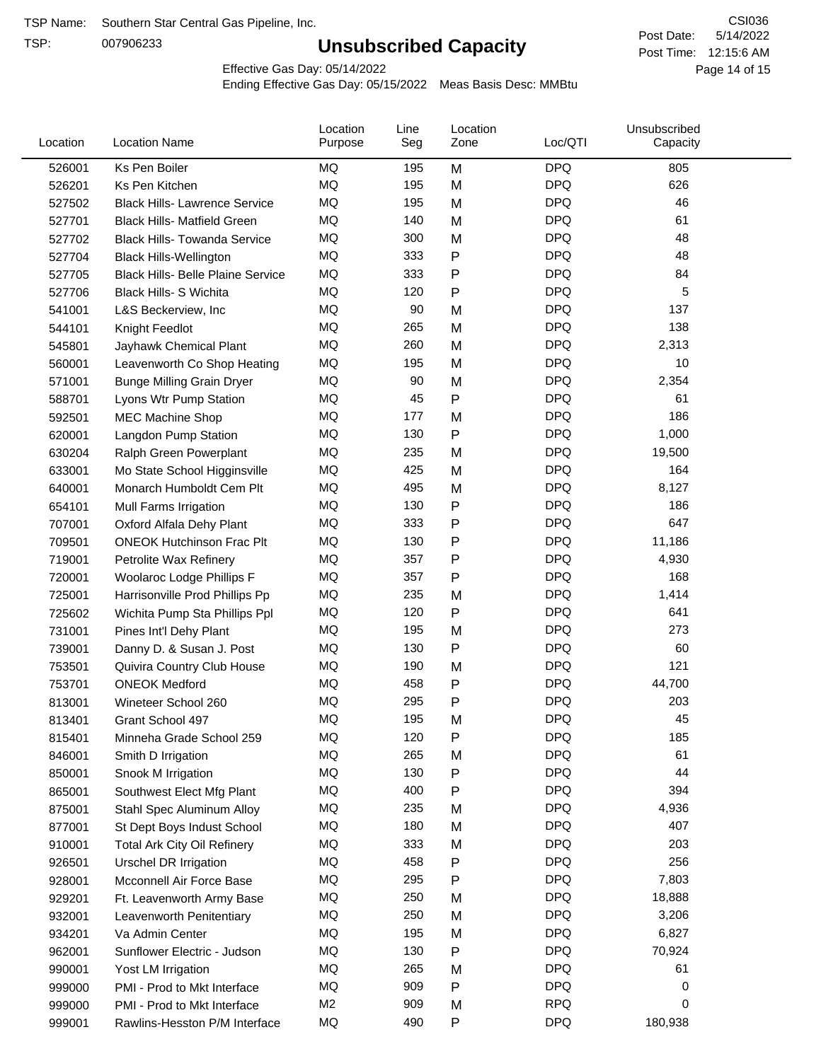TSP Name: Southern Star Central Gas Pipeline, Inc.

TSP: 007906233

# Unsubscribed Capacity

CSI036

Post Date: 5/14/2022

Post Time: 12:15:6 AM

Effective Gas Day: 05/14/2022

Ending Effective Gas Day: 05/15/2022 Meas Basis Desc: MMBtu

| Location | Location Name | Location Purpose | Line Seg | Location Zone | Loc/QTI | Unsubscribed Capacity |
|---|---|---|---|---|---|---|
| 526001 | Ks Pen Boiler | MQ | 195 | M | DPQ | 805 |
| 526201 | Ks Pen Kitchen | MQ | 195 | M | DPQ | 626 |
| 527502 | Black Hills- Lawrence Service | MQ | 195 | M | DPQ | 46 |
| 527701 | Black Hills- Matfield Green | MQ | 140 | M | DPQ | 61 |
| 527702 | Black Hills- Towanda Service | MQ | 300 | M | DPQ | 48 |
| 527704 | Black Hills-Wellington | MQ | 333 | P | DPQ | 48 |
| 527705 | Black Hills- Belle Plaine Service | MQ | 333 | P | DPQ | 84 |
| 527706 | Black Hills- S Wichita | MQ | 120 | P | DPQ | 5 |
| 541001 | L&S Beckerview, Inc | MQ | 90 | M | DPQ | 137 |
| 544101 | Knight Feedlot | MQ | 265 | M | DPQ | 138 |
| 545801 | Jayhawk Chemical Plant | MQ | 260 | M | DPQ | 2,313 |
| 560001 | Leavenworth Co Shop Heating | MQ | 195 | M | DPQ | 10 |
| 571001 | Bunge Milling Grain Dryer | MQ | 90 | M | DPQ | 2,354 |
| 588701 | Lyons Wtr Pump Station | MQ | 45 | P | DPQ | 61 |
| 592501 | MEC Machine Shop | MQ | 177 | M | DPQ | 186 |
| 620001 | Langdon Pump Station | MQ | 130 | P | DPQ | 1,000 |
| 630204 | Ralph Green Powerplant | MQ | 235 | M | DPQ | 19,500 |
| 633001 | Mo State School Higginsville | MQ | 425 | M | DPQ | 164 |
| 640001 | Monarch Humboldt Cem Plt | MQ | 495 | M | DPQ | 8,127 |
| 654101 | Mull Farms Irrigation | MQ | 130 | P | DPQ | 186 |
| 707001 | Oxford Alfala Dehy Plant | MQ | 333 | P | DPQ | 647 |
| 709501 | ONEOK Hutchinson Frac Plt | MQ | 130 | P | DPQ | 11,186 |
| 719001 | Petrolite Wax Refinery | MQ | 357 | P | DPQ | 4,930 |
| 720001 | Woolaroc Lodge Phillips F | MQ | 357 | P | DPQ | 168 |
| 725001 | Harrisonville Prod Phillips Pp | MQ | 235 | M | DPQ | 1,414 |
| 725602 | Wichita Pump Sta Phillips Ppl | MQ | 120 | P | DPQ | 641 |
| 731001 | Pines Int'l Dehy Plant | MQ | 195 | M | DPQ | 273 |
| 739001 | Danny D. & Susan J. Post | MQ | 130 | P | DPQ | 60 |
| 753501 | Quivira Country Club House | MQ | 190 | M | DPQ | 121 |
| 753701 | ONEOK Medford | MQ | 458 | P | DPQ | 44,700 |
| 813001 | Wineteer School 260 | MQ | 295 | P | DPQ | 203 |
| 813401 | Grant School 497 | MQ | 195 | M | DPQ | 45 |
| 815401 | Minneha Grade School 259 | MQ | 120 | P | DPQ | 185 |
| 846001 | Smith D Irrigation | MQ | 265 | M | DPQ | 61 |
| 850001 | Snook M Irrigation | MQ | 130 | P | DPQ | 44 |
| 865001 | Southwest Elect Mfg Plant | MQ | 400 | P | DPQ | 394 |
| 875001 | Stahl Spec Aluminum Alloy | MQ | 235 | M | DPQ | 4,936 |
| 877001 | St Dept Boys Indust School | MQ | 180 | M | DPQ | 407 |
| 910001 | Total Ark City Oil Refinery | MQ | 333 | M | DPQ | 203 |
| 926501 | Urschel DR Irrigation | MQ | 458 | P | DPQ | 256 |
| 928001 | Mcconnell Air Force Base | MQ | 295 | P | DPQ | 7,803 |
| 929201 | Ft. Leavenworth Army Base | MQ | 250 | M | DPQ | 18,888 |
| 932001 | Leavenworth Penitentiary | MQ | 250 | M | DPQ | 3,206 |
| 934201 | Va Admin Center | MQ | 195 | M | DPQ | 6,827 |
| 962001 | Sunflower Electric - Judson | MQ | 130 | P | DPQ | 70,924 |
| 990001 | Yost LM Irrigation | MQ | 265 | M | DPQ | 61 |
| 999000 | PMI - Prod to Mkt Interface | MQ | 909 | P | DPQ | 0 |
| 999000 | PMI - Prod to Mkt Interface | M2 | 909 | M | RPQ | 0 |
| 999001 | Rawlins-Hesston P/M Interface | MQ | 490 | P | DPQ | 180,938 |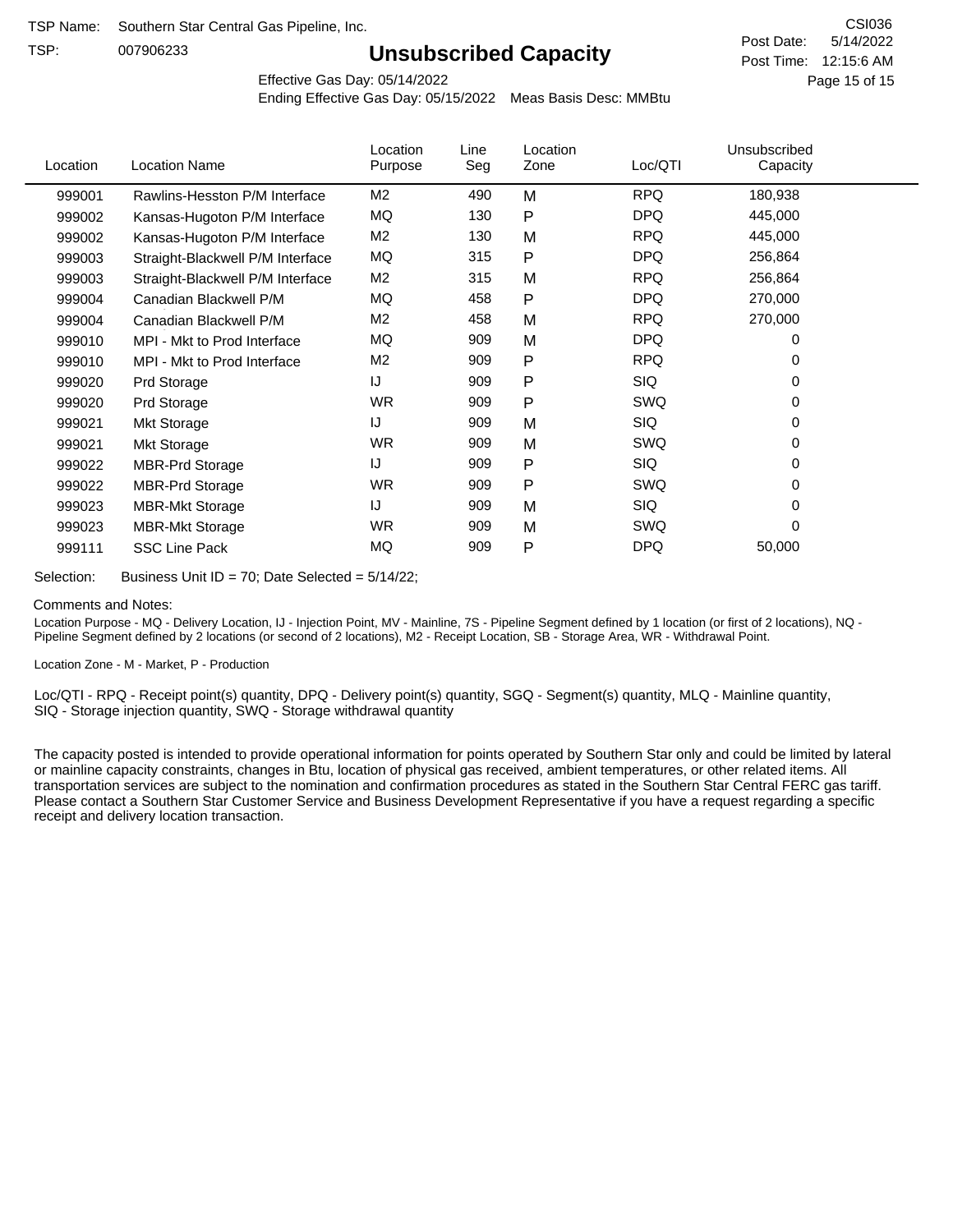TSP Name: Southern Star Central Gas Pipeline, Inc.

TSP: 007906233

# Unsubscribed Capacity

CSI036

Post Date: 5/14/2022

Post Time: 12:15:6 AM

Effective Gas Day: 05/14/2022

Ending Effective Gas Day: 05/15/2022 Meas Basis Desc: MMBtu

| Location | Location Name | Location Purpose | Line Seg | Location Zone | Loc/QTI | Unsubscribed Capacity |
|---|---|---|---|---|---|---|
| 999001 | Rawlins-Hesston P/M Interface | M2 | 490 | M | RPQ | 180,938 |
| 999002 | Kansas-Hugoton P/M Interface | MQ | 130 | P | DPQ | 445,000 |
| 999002 | Kansas-Hugoton P/M Interface | M2 | 130 | M | RPQ | 445,000 |
| 999003 | Straight-Blackwell P/M Interface | MQ | 315 | P | DPQ | 256,864 |
| 999003 | Straight-Blackwell P/M Interface | M2 | 315 | M | RPQ | 256,864 |
| 999004 | Canadian Blackwell P/M | MQ | 458 | P | DPQ | 270,000 |
| 999004 | Canadian Blackwell P/M | M2 | 458 | M | RPQ | 270,000 |
| 999010 | MPI - Mkt to Prod Interface | MQ | 909 | M | DPQ | 0 |
| 999010 | MPI - Mkt to Prod Interface | M2 | 909 | P | RPQ | 0 |
| 999020 | Prd Storage | IJ | 909 | P | SIQ | 0 |
| 999020 | Prd Storage | WR | 909 | P | SWQ | 0 |
| 999021 | Mkt Storage | IJ | 909 | M | SIQ | 0 |
| 999021 | Mkt Storage | WR | 909 | M | SWQ | 0 |
| 999022 | MBR-Prd Storage | IJ | 909 | P | SIQ | 0 |
| 999022 | MBR-Prd Storage | WR | 909 | P | SWQ | 0 |
| 999023 | MBR-Mkt Storage | IJ | 909 | M | SIQ | 0 |
| 999023 | MBR-Mkt Storage | WR | 909 | M | SWQ | 0 |
| 999111 | SSC Line Pack | MQ | 909 | P | DPQ | 50,000 |

Selection: Business Unit ID = 70; Date Selected = 5/14/22;

Comments and Notes:

Location Purpose - MQ - Delivery Location, IJ - Injection Point, MV - Mainline, 7S - Pipeline Segment defined by 1 location (or first of 2 locations), NQ - Pipeline Segment defined by 2 locations (or second of 2 locations), M2 - Receipt Location, SB - Storage Area, WR - Withdrawal Point.

Location Zone - M - Market, P - Production

Loc/QTI - RPQ - Receipt point(s) quantity, DPQ - Delivery point(s) quantity, SGQ - Segment(s) quantity, MLQ - Mainline quantity, SIQ - Storage injection quantity, SWQ - Storage withdrawal quantity

The capacity posted is intended to provide operational information for points operated by Southern Star only and could be limited by lateral or mainline capacity constraints, changes in Btu, location of physical gas received, ambient temperatures, or other related items. All transportation services are subject to the nomination and confirmation procedures as stated in the Southern Star Central FERC gas tariff. Please contact a Southern Star Customer Service and Business Development Representative if you have a request regarding a specific receipt and delivery location transaction.